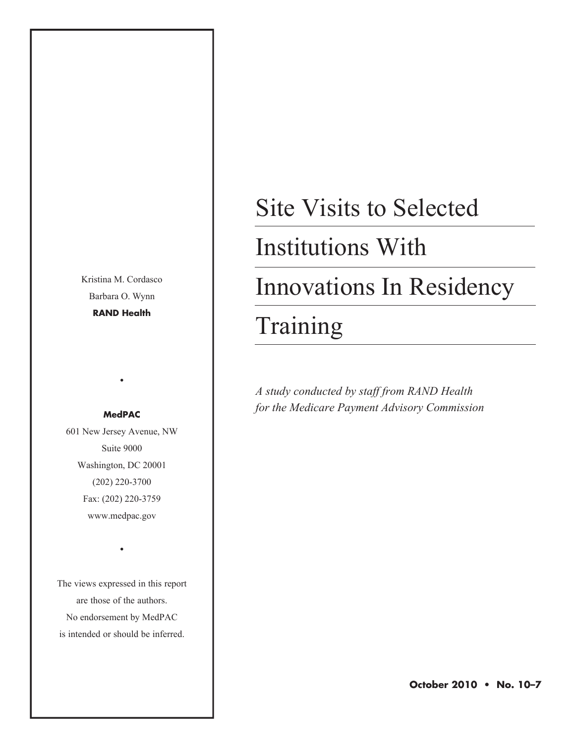# Site Visits to Selected Institutions With Innovations In Residency Training

*A study conducted by staff from RAND Health for the Medicare Payment Advisory Commission*

Kristina M. Cordasco
Barbara O. Wynn
**RAND Health**

•

**MedPAC**
601 New Jersey Avenue, NW
Suite 9000
Washington, DC 20001
(202) 220-3700
Fax: (202) 220-3759
www.medpac.gov

•

The views expressed in this report are those of the authors. No endorsement by MedPAC is intended or should be inferred.

**October 2010 • No. 10–7**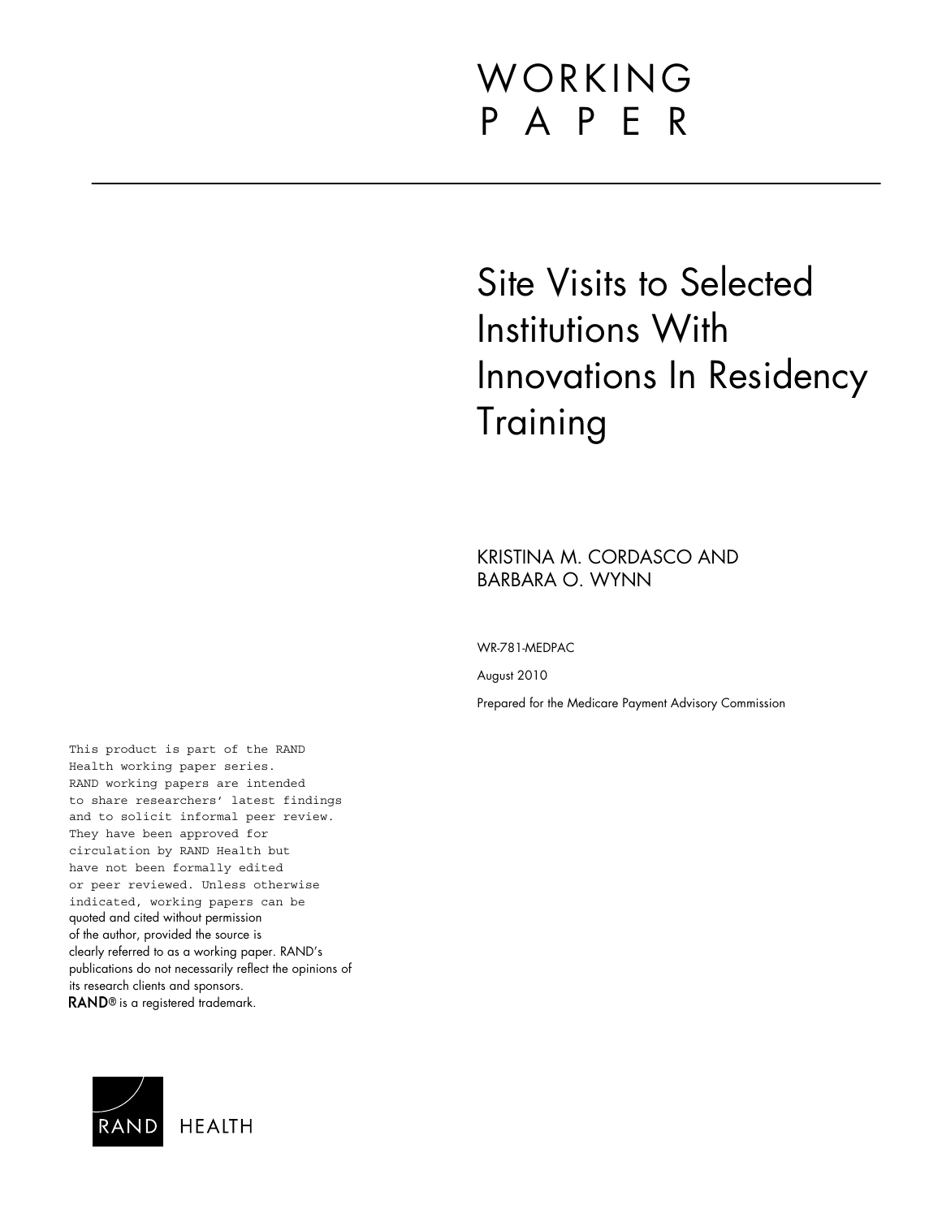# WORKING PAPER

# Site Visits to Selected Institutions With Innovations In Residency Training

KRISTINA M. CORDASCO AND BARBARA O. WYNN

WR-781-MEDPAC

August 2010

Prepared for the Medicare Payment Advisory Commission

This product is part of the RAND Health working paper series. RAND working papers are intended to share researchers' latest findings and to solicit informal peer review. They have been approved for circulation by RAND Health but have not been formally edited or peer reviewed. Unless otherwise indicated, working papers can be quoted and cited without permission of the author, provided the source is clearly referred to as a working paper. RAND's publications do not necessarily reflect the opinions of its research clients and sponsors. RAND® is a registered trademark.

RAND HEALTH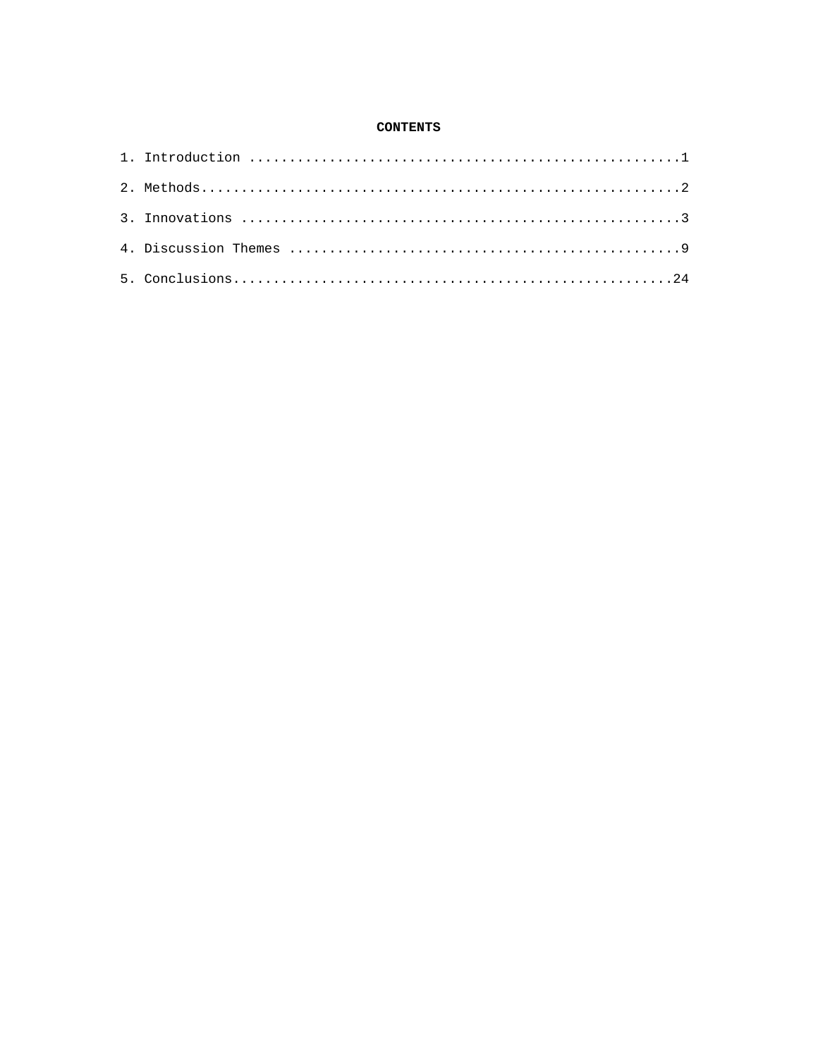**CONTENTS**

1. Introduction ......................................................1

2. Methods...........................................................2

3. Innovations .......................................................3

4. Discussion Themes .................................................9

5. Conclusions.......................................................24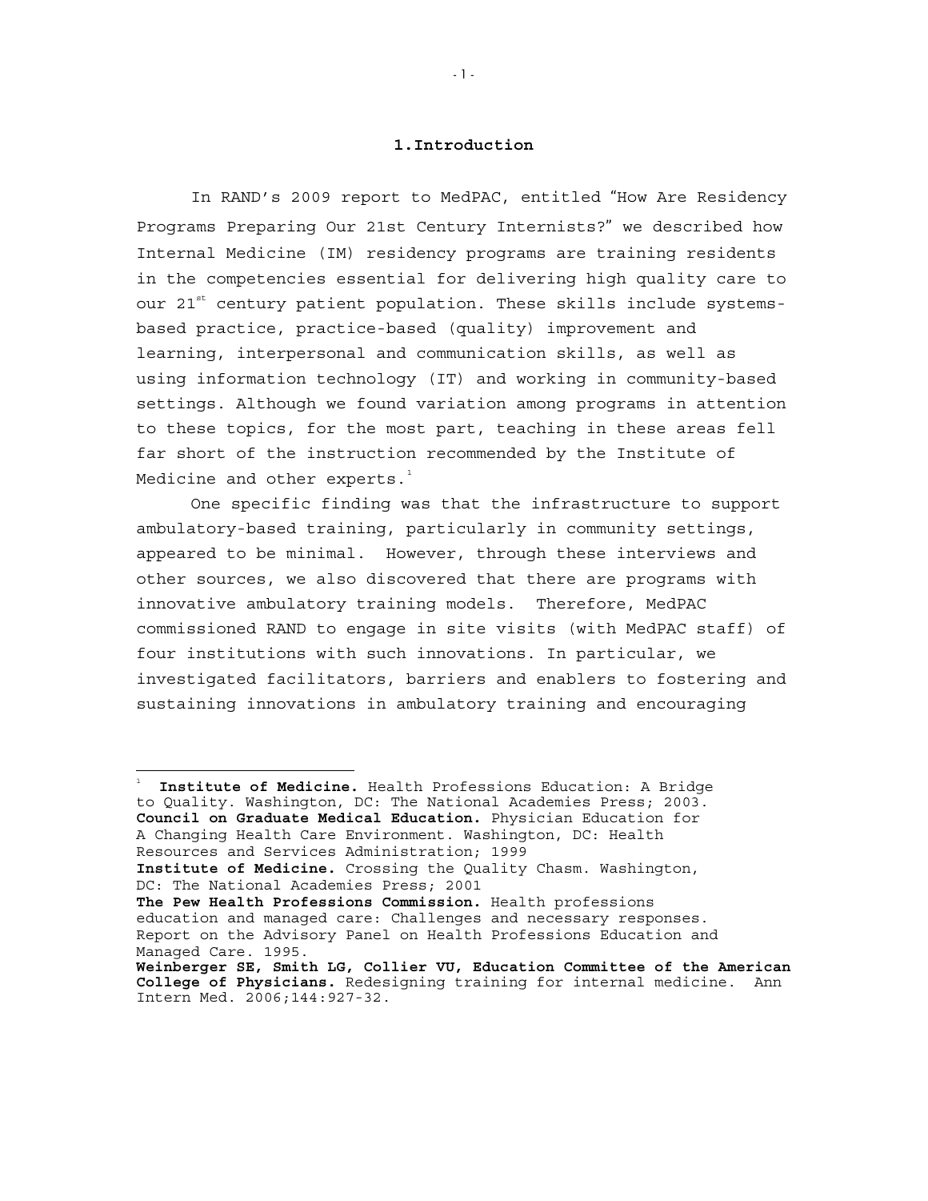# 1. Introduction

In RAND's 2009 report to MedPAC, entitled "How Are Residency Programs Preparing Our 21st Century Internists?" we described how Internal Medicine (IM) residency programs are training residents in the competencies essential for delivering high quality care to our 21st century patient population. These skills include systems-based practice, practice-based (quality) improvement and learning, interpersonal and communication skills, as well as using information technology (IT) and working in community-based settings. Although we found variation among programs in attention to these topics, for the most part, teaching in these areas fell far short of the instruction recommended by the Institute of Medicine and other experts.[1]

One specific finding was that the infrastructure to support ambulatory-based training, particularly in community settings, appeared to be minimal. However, through these interviews and other sources, we also discovered that there are programs with innovative ambulatory training models. Therefore, MedPAC commissioned RAND to engage in site visits (with MedPAC staff) of four institutions with such innovations. In particular, we investigated facilitators, barriers and enablers to fostering and sustaining innovations in ambulatory training and encouraging

---

[1] **Institute of Medicine.** Health Professions Education: A Bridge to Quality. Washington, DC: The National Academies Press; 2003.
**Council on Graduate Medical Education.** Physician Education for A Changing Health Care Environment. Washington, DC: Health Resources and Services Administration; 1999
**Institute of Medicine.** Crossing the Quality Chasm. Washington, DC: The National Academies Press; 2001
**The Pew Health Professions Commission.** Health professions education and managed care: Challenges and necessary responses. Report on the Advisory Panel on Health Professions Education and Managed Care. 1995.
**Weinberger SE, Smith LG, Collier VU, Education Committee of the American College of Physicians.** Redesigning training for internal medicine. Ann Intern Med. 2006;144:927-32.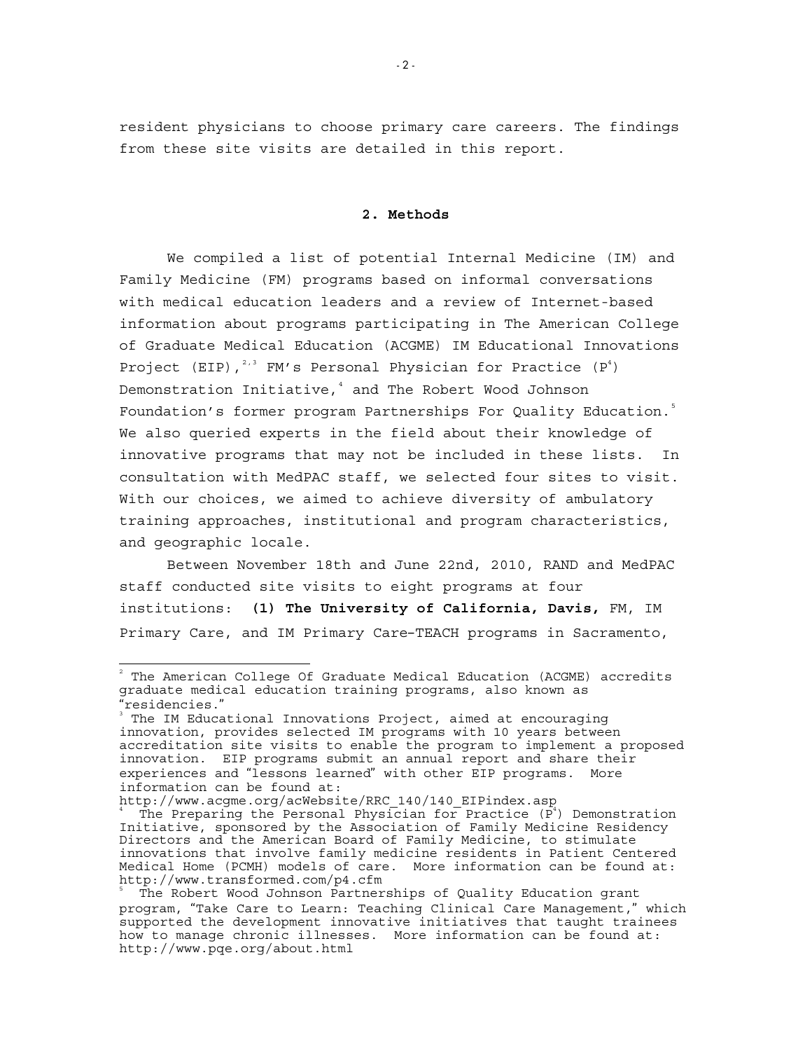resident physicians to choose primary care careers. The findings from these site visits are detailed in this report.

## 2. Methods

We compiled a list of potential Internal Medicine (IM) and Family Medicine (FM) programs based on informal conversations with medical education leaders and a review of Internet-based information about programs participating in The American College of Graduate Medical Education (ACGME) IM Educational Innovations Project (EIP),[2,3] FM's Personal Physician for Practice ($P^4$) Demonstration Initiative,[4] and The Robert Wood Johnson Foundation's former program Partnerships For Quality Education.[5] We also queried experts in the field about their knowledge of innovative programs that may not be included in these lists. In consultation with MedPAC staff, we selected four sites to visit. With our choices, we aimed to achieve diversity of ambulatory training approaches, institutional and program characteristics, and geographic locale.

Between November 18th and June 22nd, 2010, RAND and MedPAC staff conducted site visits to eight programs at four institutions: **(1) The University of California, Davis,** FM, IM Primary Care, and IM Primary Care–TEACH programs in Sacramento,

---

[2] The American College Of Graduate Medical Education (ACGME) accredits graduate medical education training programs, also known as "residencies."

[3] The IM Educational Innovations Project, aimed at encouraging innovation, provides selected IM programs with 10 years between accreditation site visits to enable the program to implement a proposed innovation. EIP programs submit an annual report and share their experiences and "lessons learned" with other EIP programs. More information can be found at: http://www.acgme.org/acWebsite/RRC_140/140_EIPindex.asp

[4] The Preparing the Personal Physician for Practice ($P^4$) Demonstration Initiative, sponsored by the Association of Family Medicine Residency Directors and the American Board of Family Medicine, to stimulate innovations that involve family medicine residents in Patient Centered Medical Home (PCMH) models of care. More information can be found at: http://www.transformed.com/p4.cfm

[5] The Robert Wood Johnson Partnerships of Quality Education grant program, "Take Care to Learn: Teaching Clinical Care Management," which supported the development innovative initiatives that taught trainees how to manage chronic illnesses. More information can be found at: http://www.pqe.org/about.html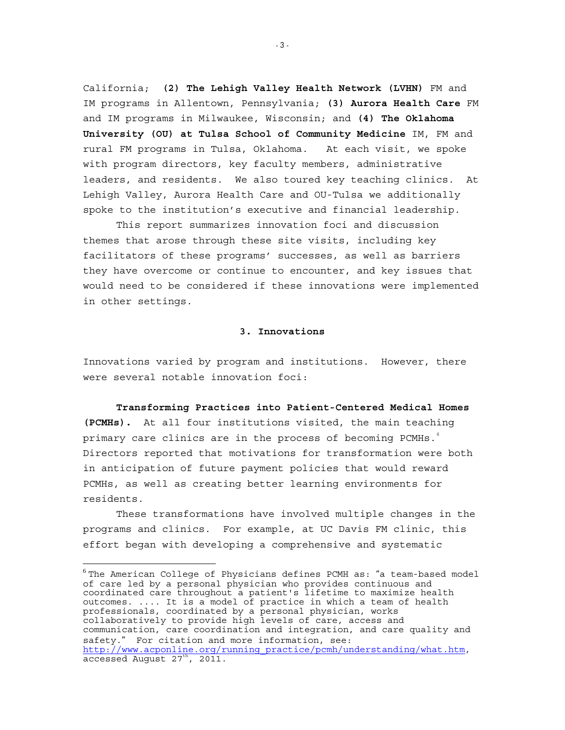California; **(2) The Lehigh Valley Health Network (LVHN)** FM and IM programs in Allentown, Pennsylvania; **(3) Aurora Health Care** FM and IM programs in Milwaukee, Wisconsin; and **(4) The Oklahoma University (OU) at Tulsa School of Community Medicine** IM, FM and rural FM programs in Tulsa, Oklahoma. At each visit, we spoke with program directors, key faculty members, administrative leaders, and residents. We also toured key teaching clinics. At Lehigh Valley, Aurora Health Care and OU-Tulsa we additionally spoke to the institution's executive and financial leadership.

This report summarizes innovation foci and discussion themes that arose through these site visits, including key facilitators of these programs' successes, as well as barriers they have overcome or continue to encounter, and key issues that would need to be considered if these innovations were implemented in other settings.

## 3. Innovations

Innovations varied by program and institutions. However, there were several notable innovation foci:

**Transforming Practices into Patient-Centered Medical Homes (PCMHs).** At all four institutions visited, the main teaching primary care clinics are in the process of becoming PCMHs.[6] Directors reported that motivations for transformation were both in anticipation of future payment policies that would reward PCMHs, as well as creating better learning environments for residents.

These transformations have involved multiple changes in the programs and clinics. For example, at UC Davis FM clinic, this effort began with developing a comprehensive and systematic

---

[6] The American College of Physicians defines PCMH as: "a team-based model of care led by a personal physician who provides continuous and coordinated care throughout a patient's lifetime to maximize health outcomes. .... It is a model of practice in which a team of health professionals, coordinated by a personal physician, works collaboratively to provide high levels of care, access and communication, care coordination and integration, and care quality and safety." For citation and more information, see: http://www.acponline.org/running_practice/pcmh/understanding/what.htm, accessed August 27th, 2011.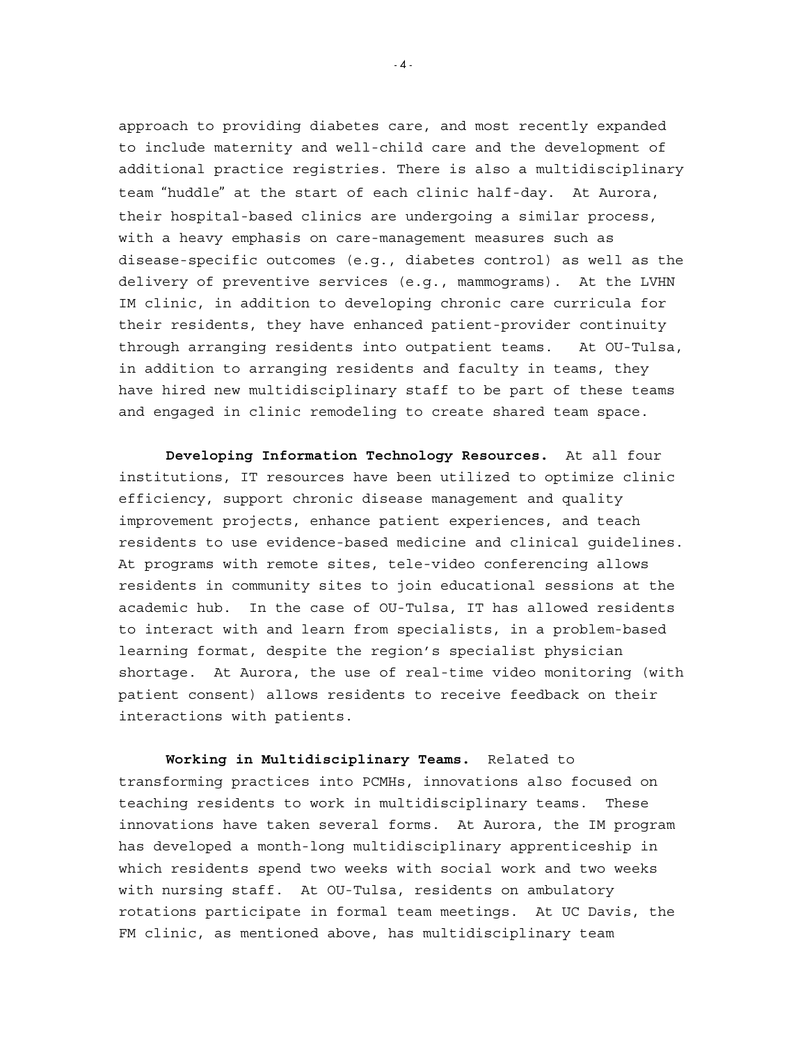approach to providing diabetes care, and most recently expanded to include maternity and well-child care and the development of additional practice registries. There is also a multidisciplinary team "huddle" at the start of each clinic half-day. At Aurora, their hospital-based clinics are undergoing a similar process, with a heavy emphasis on care-management measures such as disease-specific outcomes (e.g., diabetes control) as well as the delivery of preventive services (e.g., mammograms). At the LVHN IM clinic, in addition to developing chronic care curricula for their residents, they have enhanced patient-provider continuity through arranging residents into outpatient teams. At OU-Tulsa, in addition to arranging residents and faculty in teams, they have hired new multidisciplinary staff to be part of these teams and engaged in clinic remodeling to create shared team space.

**Developing Information Technology Resources.** At all four institutions, IT resources have been utilized to optimize clinic efficiency, support chronic disease management and quality improvement projects, enhance patient experiences, and teach residents to use evidence-based medicine and clinical guidelines. At programs with remote sites, tele-video conferencing allows residents in community sites to join educational sessions at the academic hub. In the case of OU-Tulsa, IT has allowed residents to interact with and learn from specialists, in a problem-based learning format, despite the region's specialist physician shortage. At Aurora, the use of real-time video monitoring (with patient consent) allows residents to receive feedback on their interactions with patients.

**Working in Multidisciplinary Teams.** Related to transforming practices into PCMHs, innovations also focused on teaching residents to work in multidisciplinary teams. These innovations have taken several forms. At Aurora, the IM program has developed a month-long multidisciplinary apprenticeship in which residents spend two weeks with social work and two weeks with nursing staff. At OU-Tulsa, residents on ambulatory rotations participate in formal team meetings. At UC Davis, the FM clinic, as mentioned above, has multidisciplinary team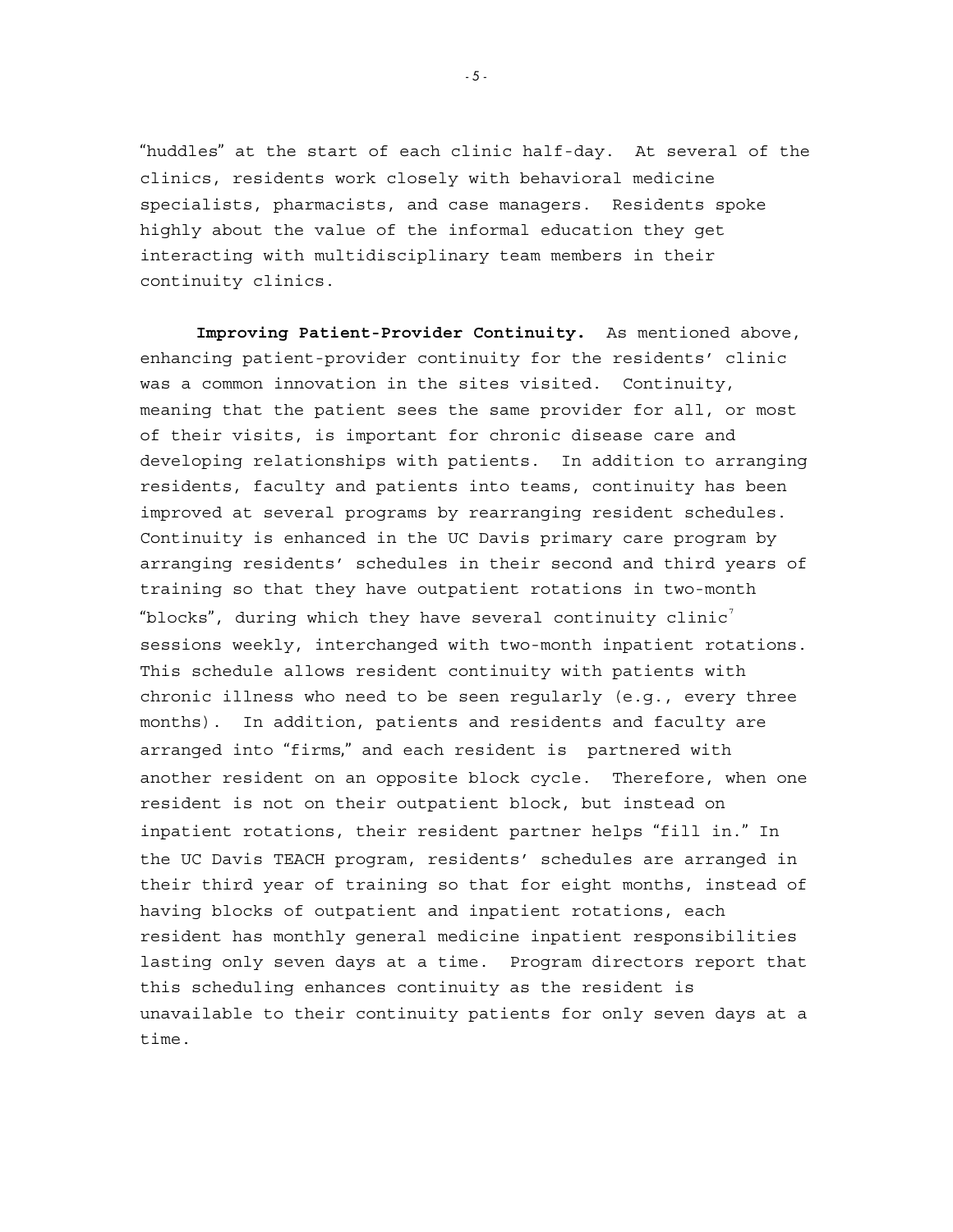"huddles" at the start of each clinic half-day. At several of the clinics, residents work closely with behavioral medicine specialists, pharmacists, and case managers. Residents spoke highly about the value of the informal education they get interacting with multidisciplinary team members in their continuity clinics.

**Improving Patient-Provider Continuity.** As mentioned above, enhancing patient-provider continuity for the residents' clinic was a common innovation in the sites visited. Continuity, meaning that the patient sees the same provider for all, or most of their visits, is important for chronic disease care and developing relationships with patients. In addition to arranging residents, faculty and patients into teams, continuity has been improved at several programs by rearranging resident schedules. Continuity is enhanced in the UC Davis primary care program by arranging residents' schedules in their second and third years of training so that they have outpatient rotations in two-month "blocks", during which they have several continuity clinic[7] sessions weekly, interchanged with two-month inpatient rotations. This schedule allows resident continuity with patients with chronic illness who need to be seen regularly (e.g., every three months). In addition, patients and residents and faculty are arranged into "firms," and each resident is partnered with another resident on an opposite block cycle. Therefore, when one resident is not on their outpatient block, but instead on inpatient rotations, their resident partner helps "fill in." In the UC Davis TEACH program, residents' schedules are arranged in their third year of training so that for eight months, instead of having blocks of outpatient and inpatient rotations, each resident has monthly general medicine inpatient responsibilities lasting only seven days at a time. Program directors report that this scheduling enhances continuity as the resident is unavailable to their continuity patients for only seven days at a time.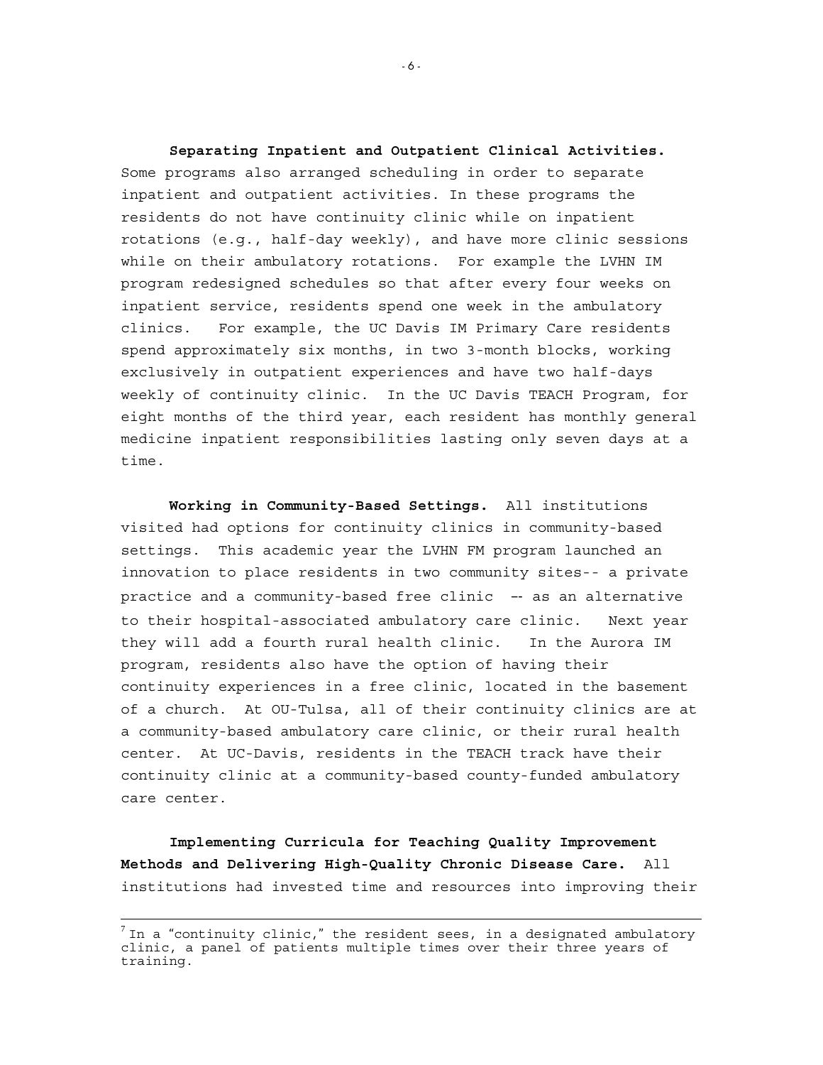**Separating Inpatient and Outpatient Clinical Activities.** Some programs also arranged scheduling in order to separate inpatient and outpatient activities. In these programs the residents do not have continuity clinic while on inpatient rotations (e.g., half-day weekly), and have more clinic sessions while on their ambulatory rotations. For example the LVHN IM program redesigned schedules so that after every four weeks on inpatient service, residents spend one week in the ambulatory clinics. For example, the UC Davis IM Primary Care residents spend approximately six months, in two 3-month blocks, working exclusively in outpatient experiences and have two half-days weekly of continuity clinic. In the UC Davis TEACH Program, for eight months of the third year, each resident has monthly general medicine inpatient responsibilities lasting only seven days at a time.

**Working in Community-Based Settings.** All institutions visited had options for continuity clinics in community-based settings. This academic year the LVHN FM program launched an innovation to place residents in two community sites-- a private practice and a community-based free clinic -- as an alternative to their hospital-associated ambulatory care clinic. Next year they will add a fourth rural health clinic. In the Aurora IM program, residents also have the option of having their continuity experiences in a free clinic, located in the basement of a church. At OU-Tulsa, all of their continuity clinics are at a community-based ambulatory care clinic, or their rural health center. At UC-Davis, residents in the TEACH track have their continuity clinic at a community-based county-funded ambulatory care center.

**Implementing Curricula for Teaching Quality Improvement Methods and Delivering High-Quality Chronic Disease Care.** All institutions had invested time and resources into improving their

---

[7] In a "continuity clinic," the resident sees, in a designated ambulatory clinic, a panel of patients multiple times over their three years of training.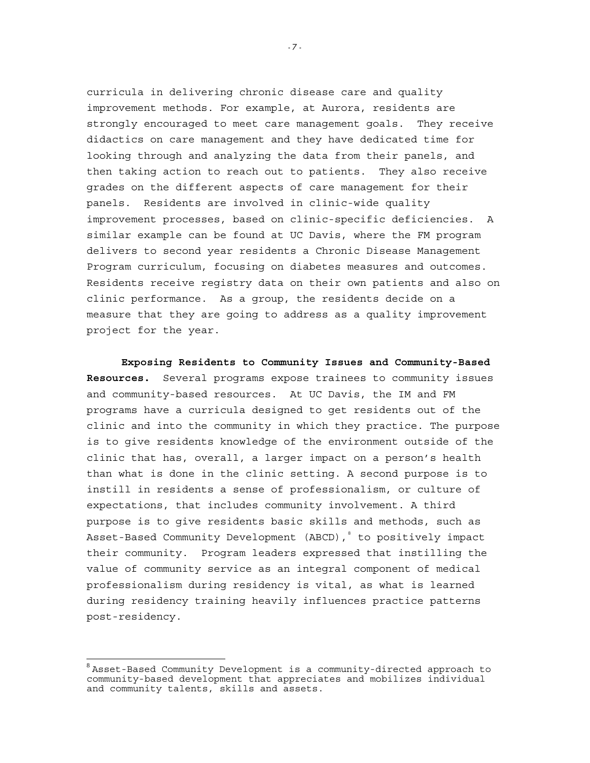curricula in delivering chronic disease care and quality improvement methods. For example, at Aurora, residents are strongly encouraged to meet care management goals. They receive didactics on care management and they have dedicated time for looking through and analyzing the data from their panels, and then taking action to reach out to patients. They also receive grades on the different aspects of care management for their panels. Residents are involved in clinic-wide quality improvement processes, based on clinic-specific deficiencies. A similar example can be found at UC Davis, where the FM program delivers to second year residents a Chronic Disease Management Program curriculum, focusing on diabetes measures and outcomes. Residents receive registry data on their own patients and also on clinic performance. As a group, the residents decide on a measure that they are going to address as a quality improvement project for the year.

**Exposing Residents to Community Issues and Community-Based Resources.** Several programs expose trainees to community issues and community-based resources. At UC Davis, the IM and FM programs have a curricula designed to get residents out of the clinic and into the community in which they practice. The purpose is to give residents knowledge of the environment outside of the clinic that has, overall, a larger impact on a person's health than what is done in the clinic setting. A second purpose is to instill in residents a sense of professionalism, or culture of expectations, that includes community involvement. A third purpose is to give residents basic skills and methods, such as Asset-Based Community Development (ABCD),[8] to positively impact their community. Program leaders expressed that instilling the value of community service as an integral component of medical professionalism during residency is vital, as what is learned during residency training heavily influences practice patterns post-residency.

---

[8] Asset-Based Community Development is a community-directed approach to community-based development that appreciates and mobilizes individual and community talents, skills and assets.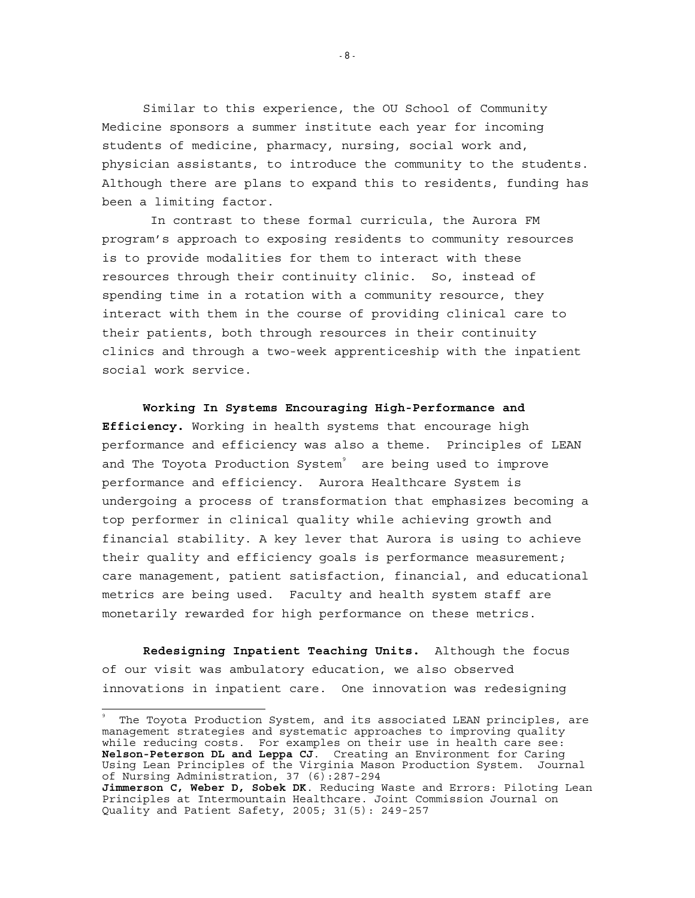Similar to this experience, the OU School of Community Medicine sponsors a summer institute each year for incoming students of medicine, pharmacy, nursing, social work and, physician assistants, to introduce the community to the students. Although there are plans to expand this to residents, funding has been a limiting factor.

In contrast to these formal curricula, the Aurora FM program's approach to exposing residents to community resources is to provide modalities for them to interact with these resources through their continuity clinic. So, instead of spending time in a rotation with a community resource, they interact with them in the course of providing clinical care to their patients, both through resources in their continuity clinics and through a two-week apprenticeship with the inpatient social work service.

**Working In Systems Encouraging High-Performance and Efficiency.** Working in health systems that encourage high performance and efficiency was also a theme. Principles of LEAN and The Toyota Production System[9] are being used to improve performance and efficiency. Aurora Healthcare System is undergoing a process of transformation that emphasizes becoming a top performer in clinical quality while achieving growth and financial stability. A key lever that Aurora is using to achieve their quality and efficiency goals is performance measurement; care management, patient satisfaction, financial, and educational metrics are being used. Faculty and health system staff are monetarily rewarded for high performance on these metrics.

**Redesigning Inpatient Teaching Units.** Although the focus of our visit was ambulatory education, we also observed innovations in inpatient care. One innovation was redesigning

---

[9] The Toyota Production System, and its associated LEAN principles, are management strategies and systematic approaches to improving quality while reducing costs. For examples on their use in health care see: **Nelson-Peterson DL and Leppa CJ**. Creating an Environment for Caring Using Lean Principles of the Virginia Mason Production System. Journal of Nursing Administration, 37 (6):287-294
**Jimmerson C, Weber D, Sobek DK**. Reducing Waste and Errors: Piloting Lean Principles at Intermountain Healthcare. Joint Commission Journal on Quality and Patient Safety, 2005; 31(5): 249-257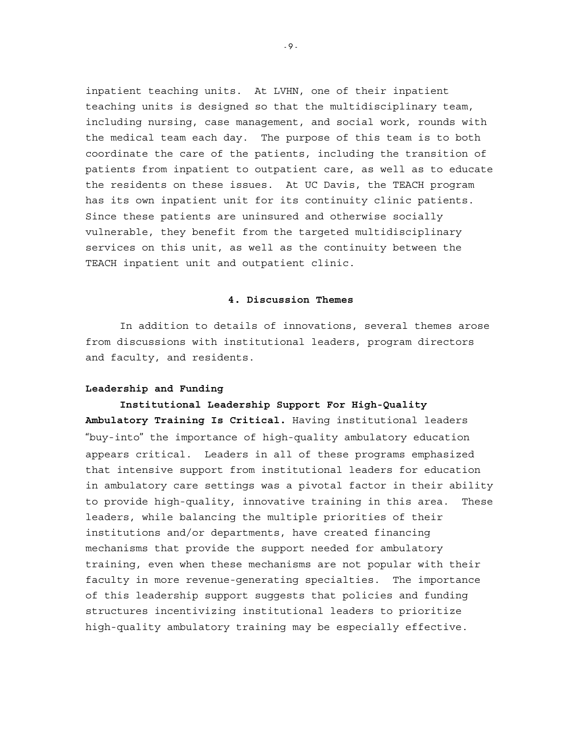inpatient teaching units. At LVHN, one of their inpatient teaching units is designed so that the multidisciplinary team, including nursing, case management, and social work, rounds with the medical team each day. The purpose of this team is to both coordinate the care of the patients, including the transition of patients from inpatient to outpatient care, as well as to educate the residents on these issues. At UC Davis, the TEACH program has its own inpatient unit for its continuity clinic patients. Since these patients are uninsured and otherwise socially vulnerable, they benefit from the targeted multidisciplinary services on this unit, as well as the continuity between the TEACH inpatient unit and outpatient clinic.

## 4. Discussion Themes

In addition to details of innovations, several themes arose from discussions with institutional leaders, program directors and faculty, and residents.

### Leadership and Funding

**Institutional Leadership Support For High-Quality Ambulatory Training Is Critical.** Having institutional leaders "buy-into" the importance of high-quality ambulatory education appears critical. Leaders in all of these programs emphasized that intensive support from institutional leaders for education in ambulatory care settings was a pivotal factor in their ability to provide high-quality, innovative training in this area. These leaders, while balancing the multiple priorities of their institutions and/or departments, have created financing mechanisms that provide the support needed for ambulatory training, even when these mechanisms are not popular with their faculty in more revenue-generating specialties. The importance of this leadership support suggests that policies and funding structures incentivizing institutional leaders to prioritize high-quality ambulatory training may be especially effective.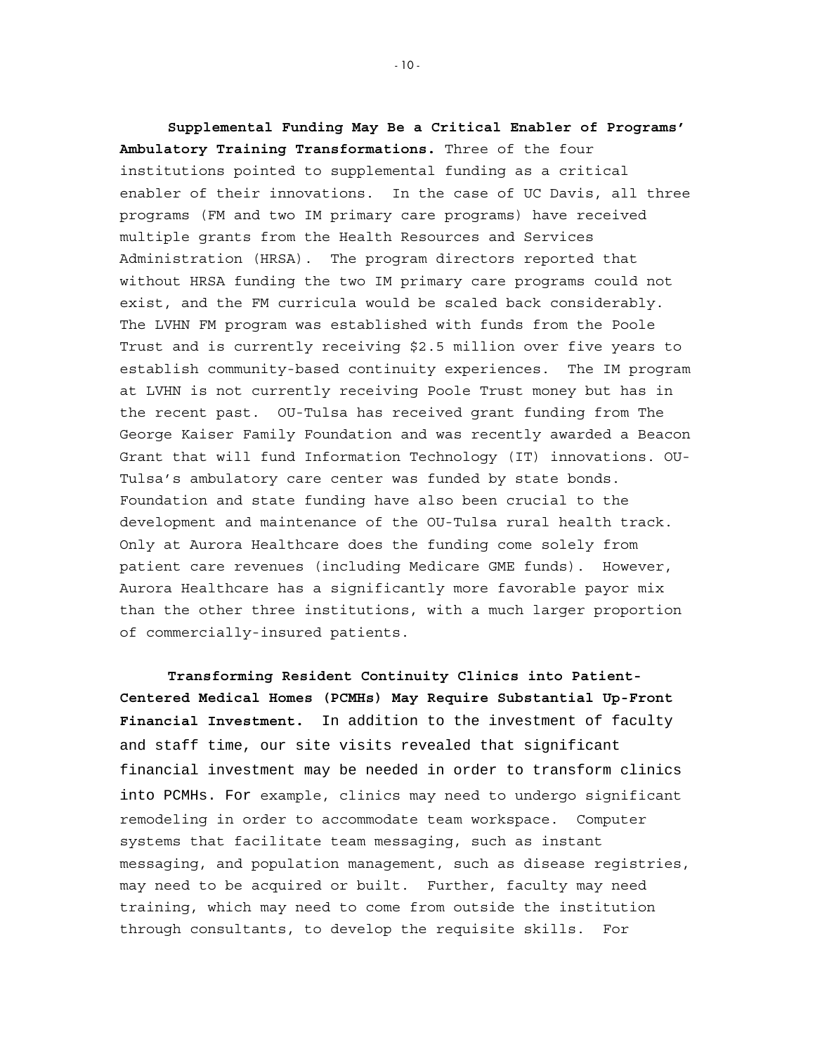**Supplemental Funding May Be a Critical Enabler of Programs' Ambulatory Training Transformations.** Three of the four institutions pointed to supplemental funding as a critical enabler of their innovations. In the case of UC Davis, all three programs (FM and two IM primary care programs) have received multiple grants from the Health Resources and Services Administration (HRSA). The program directors reported that without HRSA funding the two IM primary care programs could not exist, and the FM curricula would be scaled back considerably. The LVHN FM program was established with funds from the Poole Trust and is currently receiving $2.5 million over five years to establish community-based continuity experiences. The IM program at LVHN is not currently receiving Poole Trust money but has in the recent past. OU-Tulsa has received grant funding from The George Kaiser Family Foundation and was recently awarded a Beacon Grant that will fund Information Technology (IT) innovations. OU-Tulsa's ambulatory care center was funded by state bonds. Foundation and state funding have also been crucial to the development and maintenance of the OU-Tulsa rural health track. Only at Aurora Healthcare does the funding come solely from patient care revenues (including Medicare GME funds). However, Aurora Healthcare has a significantly more favorable payor mix than the other three institutions, with a much larger proportion of commercially-insured patients.

**Transforming Resident Continuity Clinics into Patient-Centered Medical Homes (PCMHs) May Require Substantial Up-Front Financial Investment.** In addition to the investment of faculty and staff time, our site visits revealed that significant financial investment may be needed in order to transform clinics into PCMHs. For example, clinics may need to undergo significant remodeling in order to accommodate team workspace. Computer systems that facilitate team messaging, such as instant messaging, and population management, such as disease registries, may need to be acquired or built. Further, faculty may need training, which may need to come from outside the institution through consultants, to develop the requisite skills. For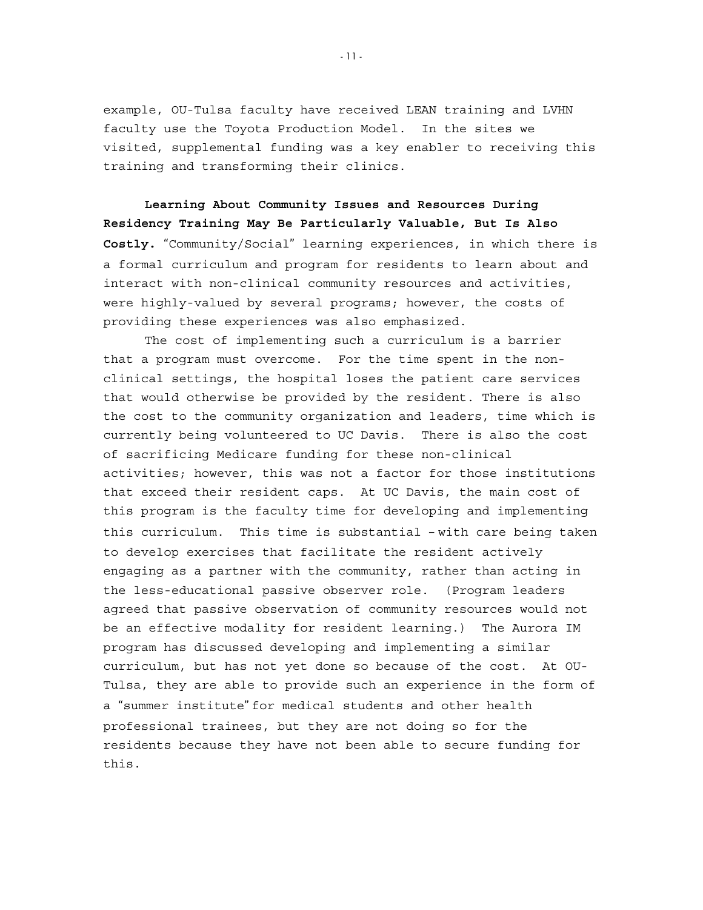example, OU-Tulsa faculty have received LEAN training and LVHN faculty use the Toyota Production Model. In the sites we visited, supplemental funding was a key enabler to receiving this training and transforming their clinics.

**Learning About Community Issues and Resources During Residency Training May Be Particularly Valuable, But Is Also Costly.** "Community/Social" learning experiences, in which there is a formal curriculum and program for residents to learn about and interact with non-clinical community resources and activities, were highly-valued by several programs; however, the costs of providing these experiences was also emphasized.

The cost of implementing such a curriculum is a barrier that a program must overcome. For the time spent in the non-clinical settings, the hospital loses the patient care services that would otherwise be provided by the resident. There is also the cost to the community organization and leaders, time which is currently being volunteered to UC Davis. There is also the cost of sacrificing Medicare funding for these non-clinical activities; however, this was not a factor for those institutions that exceed their resident caps. At UC Davis, the main cost of this program is the faculty time for developing and implementing this curriculum. This time is substantial – with care being taken to develop exercises that facilitate the resident actively engaging as a partner with the community, rather than acting in the less-educational passive observer role. (Program leaders agreed that passive observation of community resources would not be an effective modality for resident learning.) The Aurora IM program has discussed developing and implementing a similar curriculum, but has not yet done so because of the cost. At OU-Tulsa, they are able to provide such an experience in the form of a "summer institute" for medical students and other health professional trainees, but they are not doing so for the residents because they have not been able to secure funding for this.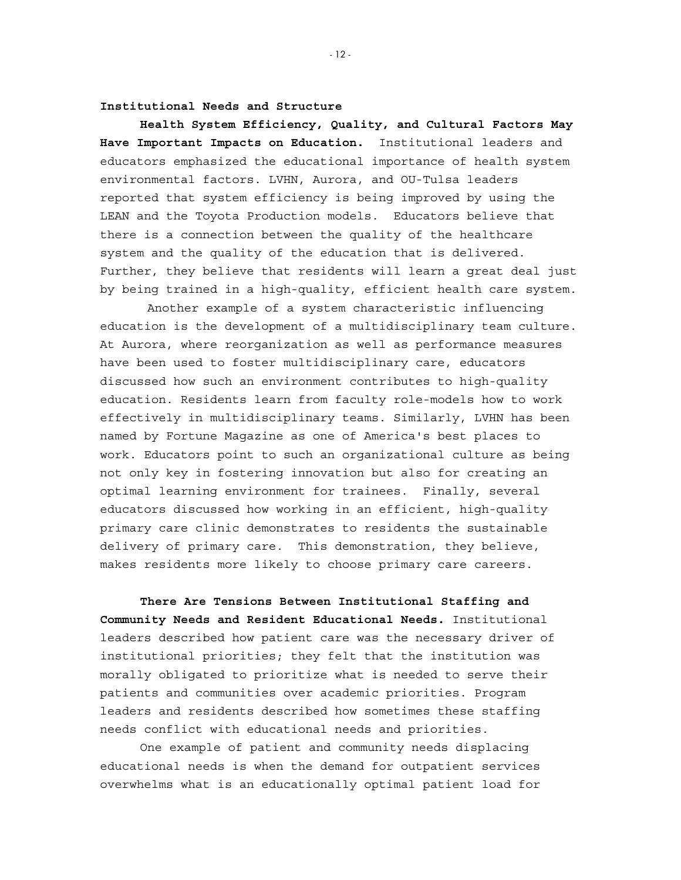## Institutional Needs and Structure

**Health System Efficiency, Quality, and Cultural Factors May Have Important Impacts on Education.** Institutional leaders and educators emphasized the educational importance of health system environmental factors. LVHN, Aurora, and OU-Tulsa leaders reported that system efficiency is being improved by using the LEAN and the Toyota Production models. Educators believe that there is a connection between the quality of the healthcare system and the quality of the education that is delivered. Further, they believe that residents will learn a great deal just by being trained in a high-quality, efficient health care system.

Another example of a system characteristic influencing education is the development of a multidisciplinary team culture. At Aurora, where reorganization as well as performance measures have been used to foster multidisciplinary care, educators discussed how such an environment contributes to high-quality education. Residents learn from faculty role-models how to work effectively in multidisciplinary teams. Similarly, LVHN has been named by Fortune Magazine as one of America's best places to work. Educators point to such an organizational culture as being not only key in fostering innovation but also for creating an optimal learning environment for trainees. Finally, several educators discussed how working in an efficient, high-quality primary care clinic demonstrates to residents the sustainable delivery of primary care. This demonstration, they believe, makes residents more likely to choose primary care careers.

**There Are Tensions Between Institutional Staffing and Community Needs and Resident Educational Needs.** Institutional leaders described how patient care was the necessary driver of institutional priorities; they felt that the institution was morally obligated to prioritize what is needed to serve their patients and communities over academic priorities. Program leaders and residents described how sometimes these staffing needs conflict with educational needs and priorities.

One example of patient and community needs displacing educational needs is when the demand for outpatient services overwhelms what is an educationally optimal patient load for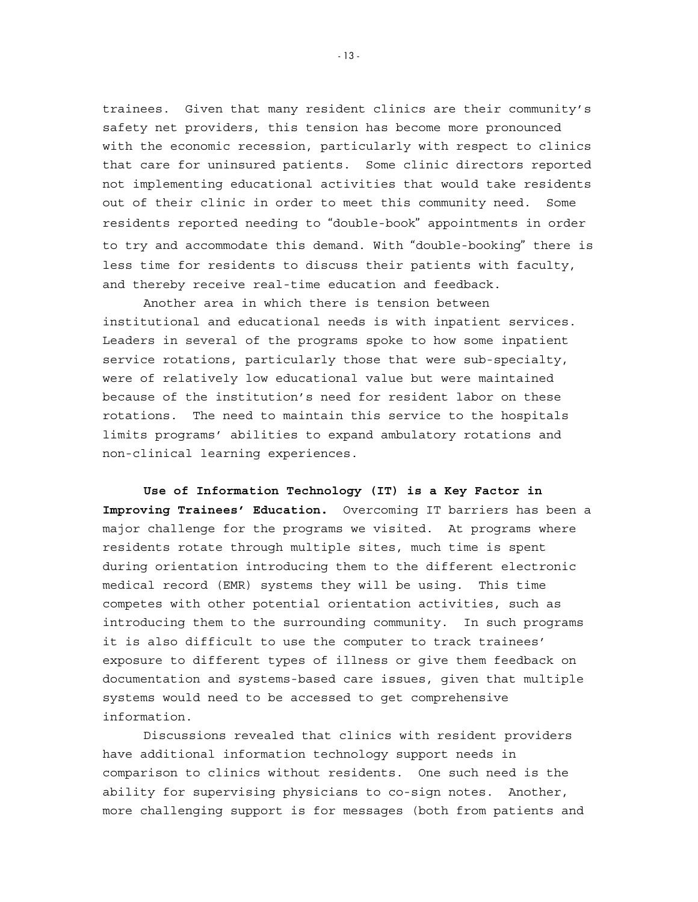trainees. Given that many resident clinics are their community's safety net providers, this tension has become more pronounced with the economic recession, particularly with respect to clinics that care for uninsured patients. Some clinic directors reported not implementing educational activities that would take residents out of their clinic in order to meet this community need. Some residents reported needing to "double-book" appointments in order to try and accommodate this demand. With "double-booking" there is less time for residents to discuss their patients with faculty, and thereby receive real-time education and feedback.

Another area in which there is tension between institutional and educational needs is with inpatient services. Leaders in several of the programs spoke to how some inpatient service rotations, particularly those that were sub-specialty, were of relatively low educational value but were maintained because of the institution's need for resident labor on these rotations. The need to maintain this service to the hospitals limits programs' abilities to expand ambulatory rotations and non-clinical learning experiences.

**Use of Information Technology (IT) is a Key Factor in Improving Trainees' Education.** Overcoming IT barriers has been a major challenge for the programs we visited. At programs where residents rotate through multiple sites, much time is spent during orientation introducing them to the different electronic medical record (EMR) systems they will be using. This time competes with other potential orientation activities, such as introducing them to the surrounding community. In such programs it is also difficult to use the computer to track trainees' exposure to different types of illness or give them feedback on documentation and systems-based care issues, given that multiple systems would need to be accessed to get comprehensive information.

Discussions revealed that clinics with resident providers have additional information technology support needs in comparison to clinics without residents. One such need is the ability for supervising physicians to co-sign notes. Another, more challenging support is for messages (both from patients and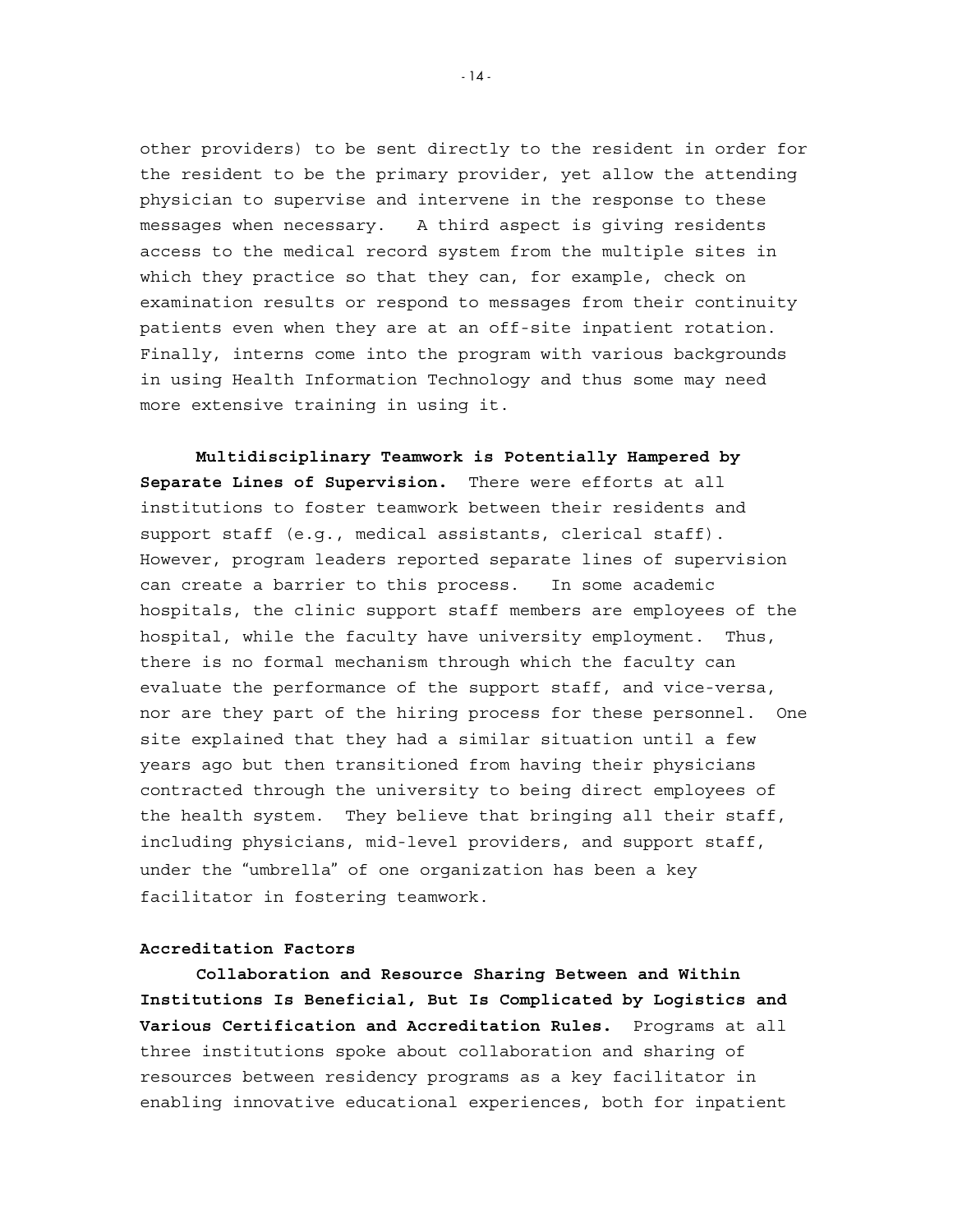other providers) to be sent directly to the resident in order for the resident to be the primary provider, yet allow the attending physician to supervise and intervene in the response to these messages when necessary. A third aspect is giving residents access to the medical record system from the multiple sites in which they practice so that they can, for example, check on examination results or respond to messages from their continuity patients even when they are at an off-site inpatient rotation. Finally, interns come into the program with various backgrounds in using Health Information Technology and thus some may need more extensive training in using it.

**Multidisciplinary Teamwork is Potentially Hampered by Separate Lines of Supervision.** There were efforts at all institutions to foster teamwork between their residents and support staff (e.g., medical assistants, clerical staff). However, program leaders reported separate lines of supervision can create a barrier to this process. In some academic hospitals, the clinic support staff members are employees of the hospital, while the faculty have university employment. Thus, there is no formal mechanism through which the faculty can evaluate the performance of the support staff, and vice-versa, nor are they part of the hiring process for these personnel. One site explained that they had a similar situation until a few years ago but then transitioned from having their physicians contracted through the university to being direct employees of the health system. They believe that bringing all their staff, including physicians, mid-level providers, and support staff, under the "umbrella" of one organization has been a key facilitator in fostering teamwork.

### Accreditation Factors

**Collaboration and Resource Sharing Between and Within Institutions Is Beneficial, But Is Complicated by Logistics and Various Certification and Accreditation Rules.** Programs at all three institutions spoke about collaboration and sharing of resources between residency programs as a key facilitator in enabling innovative educational experiences, both for inpatient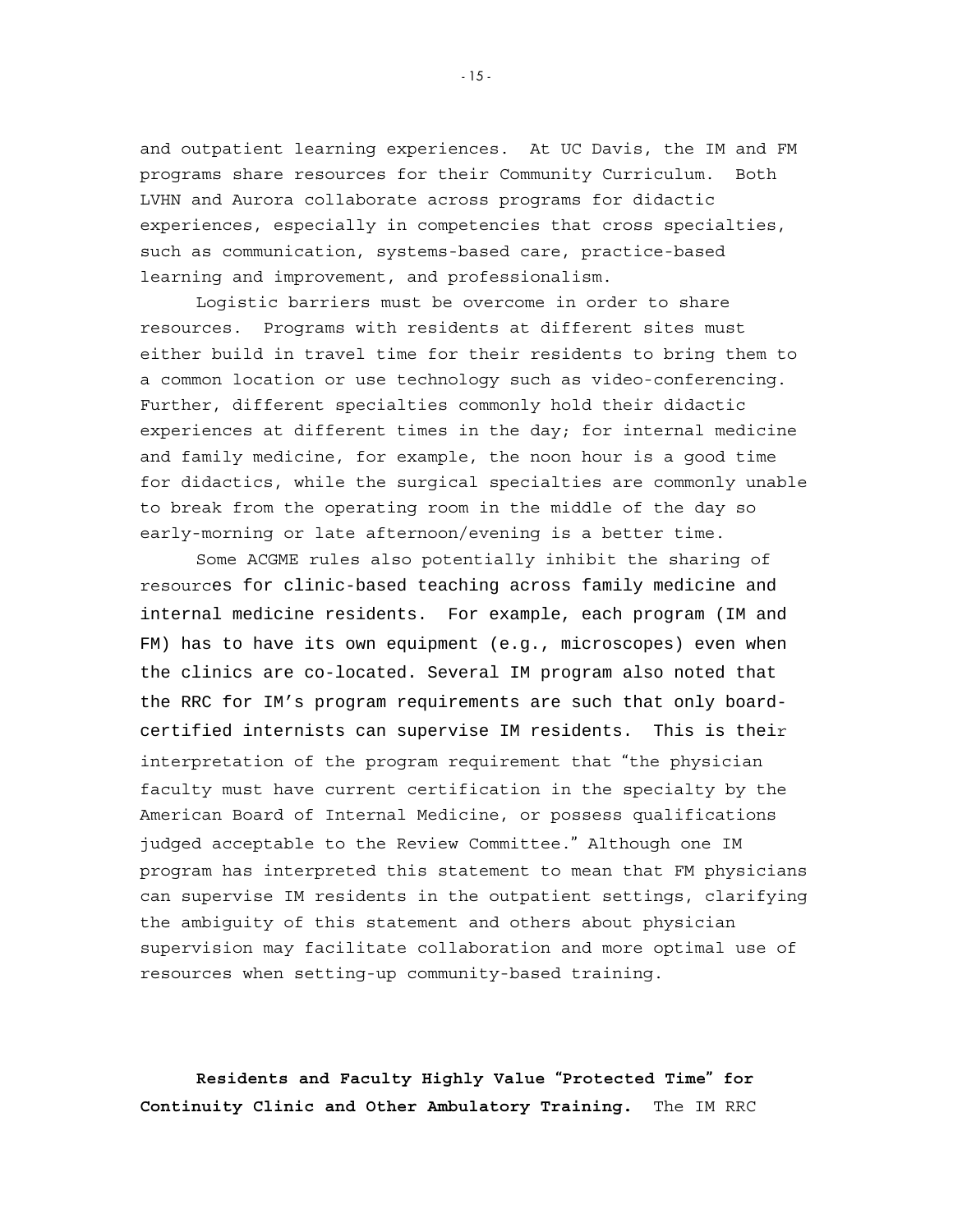and outpatient learning experiences. At UC Davis, the IM and FM programs share resources for their Community Curriculum. Both LVHN and Aurora collaborate across programs for didactic experiences, especially in competencies that cross specialties, such as communication, systems-based care, practice-based learning and improvement, and professionalism.

Logistic barriers must be overcome in order to share resources. Programs with residents at different sites must either build in travel time for their residents to bring them to a common location or use technology such as video-conferencing. Further, different specialties commonly hold their didactic experiences at different times in the day; for internal medicine and family medicine, for example, the noon hour is a good time for didactics, while the surgical specialties are commonly unable to break from the operating room in the middle of the day so early-morning or late afternoon/evening is a better time.

Some ACGME rules also potentially inhibit the sharing of resources for clinic-based teaching across family medicine and internal medicine residents. For example, each program (IM and FM) has to have its own equipment (e.g., microscopes) even when the clinics are co-located. Several IM program also noted that the RRC for IM's program requirements are such that only board-certified internists can supervise IM residents. This is their interpretation of the program requirement that "the physician faculty must have current certification in the specialty by the American Board of Internal Medicine, or possess qualifications judged acceptable to the Review Committee." Although one IM program has interpreted this statement to mean that FM physicians can supervise IM residents in the outpatient settings, clarifying the ambiguity of this statement and others about physician supervision may facilitate collaboration and more optimal use of resources when setting-up community-based training.

**Residents and Faculty Highly Value "Protected Time" for Continuity Clinic and Other Ambulatory Training.** The IM RRC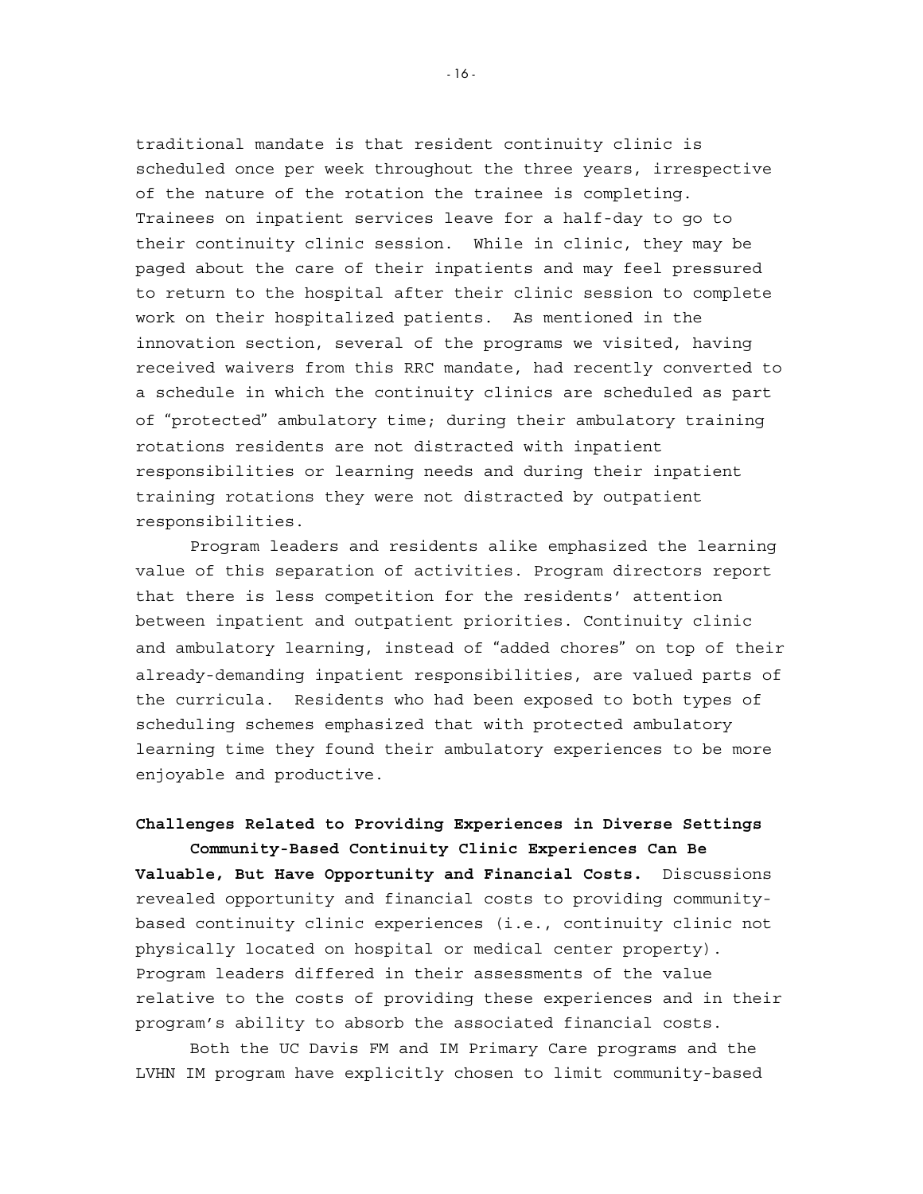traditional mandate is that resident continuity clinic is scheduled once per week throughout the three years, irrespective of the nature of the rotation the trainee is completing. Trainees on inpatient services leave for a half-day to go to their continuity clinic session. While in clinic, they may be paged about the care of their inpatients and may feel pressured to return to the hospital after their clinic session to complete work on their hospitalized patients. As mentioned in the innovation section, several of the programs we visited, having received waivers from this RRC mandate, had recently converted to a schedule in which the continuity clinics are scheduled as part of "protected" ambulatory time; during their ambulatory training rotations residents are not distracted with inpatient responsibilities or learning needs and during their inpatient training rotations they were not distracted by outpatient responsibilities.

Program leaders and residents alike emphasized the learning value of this separation of activities. Program directors report that there is less competition for the residents' attention between inpatient and outpatient priorities. Continuity clinic and ambulatory learning, instead of "added chores" on top of their already-demanding inpatient responsibilities, are valued parts of the curricula. Residents who had been exposed to both types of scheduling schemes emphasized that with protected ambulatory learning time they found their ambulatory experiences to be more enjoyable and productive.

**Challenges Related to Providing Experiences in Diverse Settings**

**Community-Based Continuity Clinic Experiences Can Be Valuable, But Have Opportunity and Financial Costs.** Discussions revealed opportunity and financial costs to providing community-based continuity clinic experiences (i.e., continuity clinic not physically located on hospital or medical center property). Program leaders differed in their assessments of the value relative to the costs of providing these experiences and in their program's ability to absorb the associated financial costs.

Both the UC Davis FM and IM Primary Care programs and the LVHN IM program have explicitly chosen to limit community-based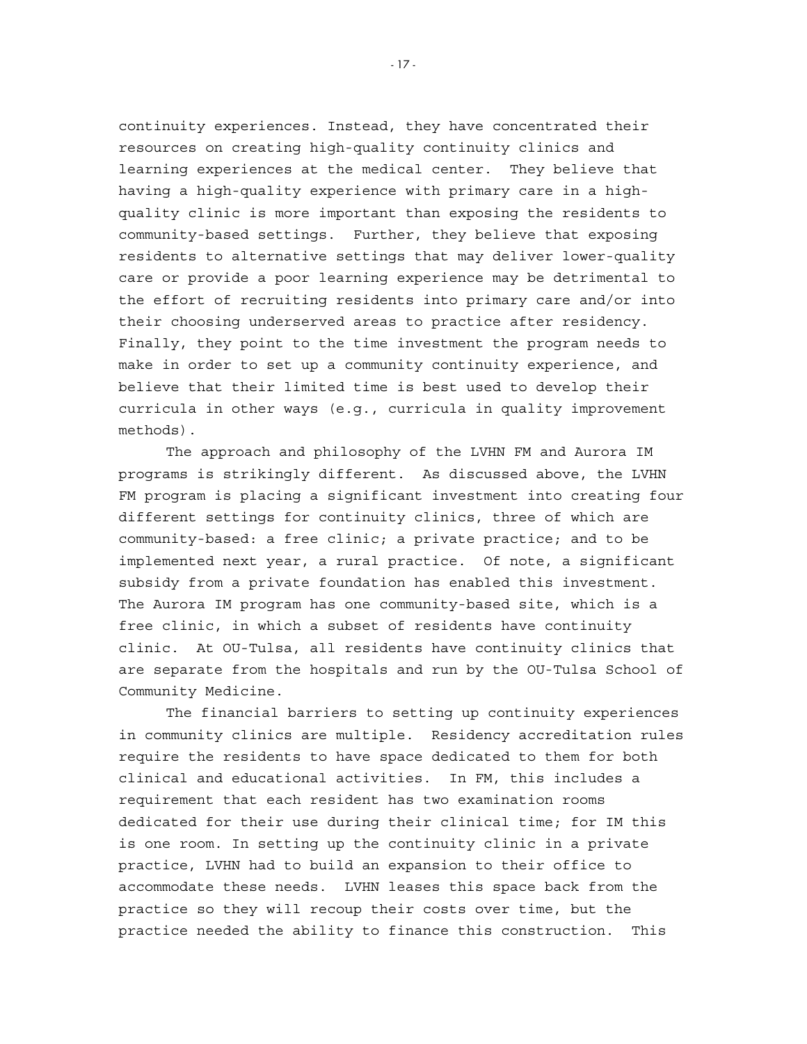continuity experiences. Instead, they have concentrated their resources on creating high-quality continuity clinics and learning experiences at the medical center. They believe that having a high-quality experience with primary care in a high-quality clinic is more important than exposing the residents to community-based settings. Further, they believe that exposing residents to alternative settings that may deliver lower-quality care or provide a poor learning experience may be detrimental to the effort of recruiting residents into primary care and/or into their choosing underserved areas to practice after residency. Finally, they point to the time investment the program needs to make in order to set up a community continuity experience, and believe that their limited time is best used to develop their curricula in other ways (e.g., curricula in quality improvement methods).

The approach and philosophy of the LVHN FM and Aurora IM programs is strikingly different. As discussed above, the LVHN FM program is placing a significant investment into creating four different settings for continuity clinics, three of which are community-based: a free clinic; a private practice; and to be implemented next year, a rural practice. Of note, a significant subsidy from a private foundation has enabled this investment. The Aurora IM program has one community-based site, which is a free clinic, in which a subset of residents have continuity clinic. At OU-Tulsa, all residents have continuity clinics that are separate from the hospitals and run by the OU-Tulsa School of Community Medicine.

The financial barriers to setting up continuity experiences in community clinics are multiple. Residency accreditation rules require the residents to have space dedicated to them for both clinical and educational activities. In FM, this includes a requirement that each resident has two examination rooms dedicated for their use during their clinical time; for IM this is one room. In setting up the continuity clinic in a private practice, LVHN had to build an expansion to their office to accommodate these needs. LVHN leases this space back from the practice so they will recoup their costs over time, but the practice needed the ability to finance this construction. This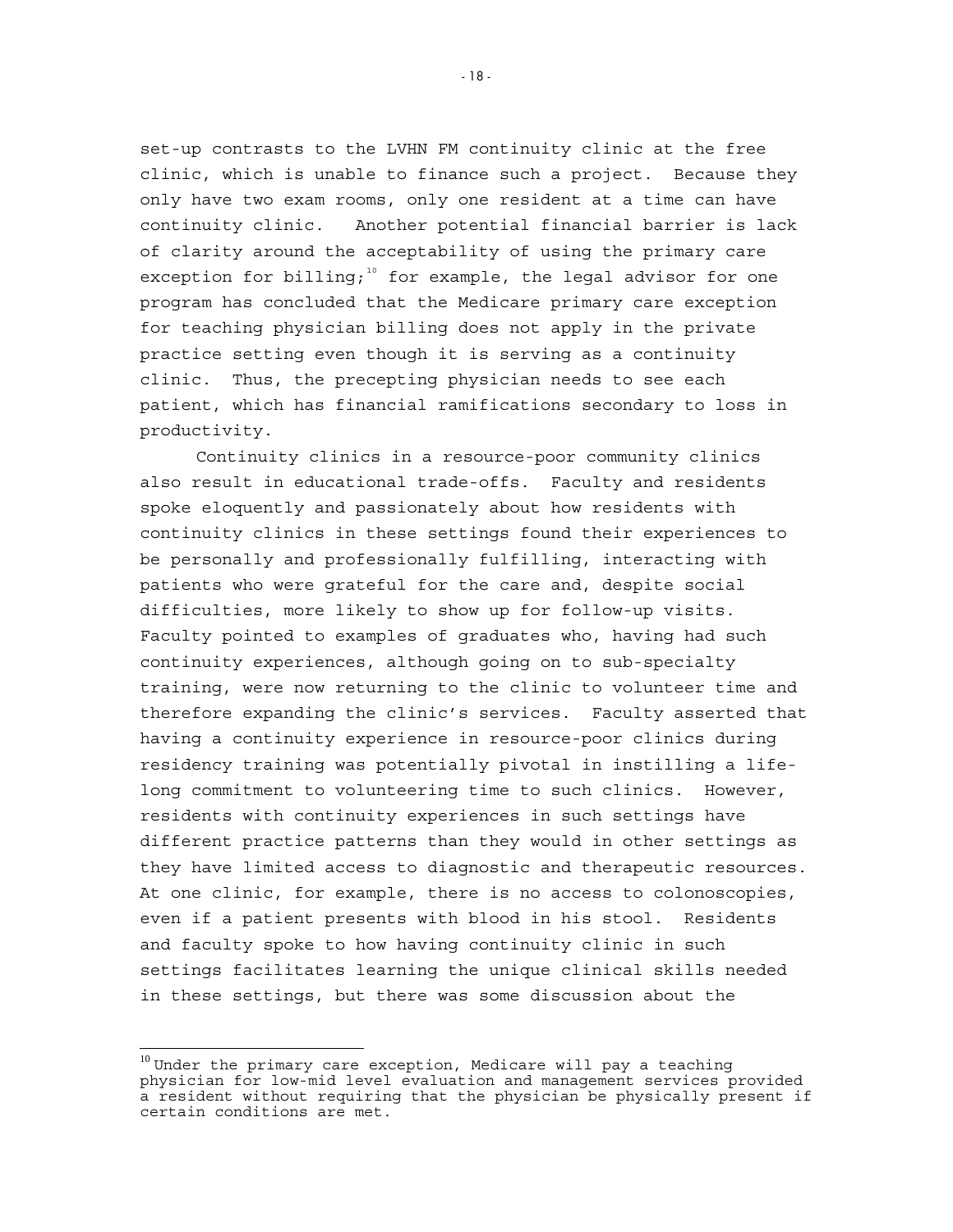set-up contrasts to the LVHN FM continuity clinic at the free clinic, which is unable to finance such a project. Because they only have two exam rooms, only one resident at a time can have continuity clinic. Another potential financial barrier is lack of clarity around the acceptability of using the primary care exception for billing;[10] for example, the legal advisor for one program has concluded that the Medicare primary care exception for teaching physician billing does not apply in the private practice setting even though it is serving as a continuity clinic. Thus, the precepting physician needs to see each patient, which has financial ramifications secondary to loss in productivity.

Continuity clinics in a resource-poor community clinics also result in educational trade-offs. Faculty and residents spoke eloquently and passionately about how residents with continuity clinics in these settings found their experiences to be personally and professionally fulfilling, interacting with patients who were grateful for the care and, despite social difficulties, more likely to show up for follow-up visits. Faculty pointed to examples of graduates who, having had such continuity experiences, although going on to sub-specialty training, were now returning to the clinic to volunteer time and therefore expanding the clinic's services. Faculty asserted that having a continuity experience in resource-poor clinics during residency training was potentially pivotal in instilling a life-long commitment to volunteering time to such clinics. However, residents with continuity experiences in such settings have different practice patterns than they would in other settings as they have limited access to diagnostic and therapeutic resources. At one clinic, for example, there is no access to colonoscopies, even if a patient presents with blood in his stool. Residents and faculty spoke to how having continuity clinic in such settings facilitates learning the unique clinical skills needed in these settings, but there was some discussion about the

---

[10] Under the primary care exception, Medicare will pay a teaching physician for low-mid level evaluation and management services provided a resident without requiring that the physician be physically present if certain conditions are met.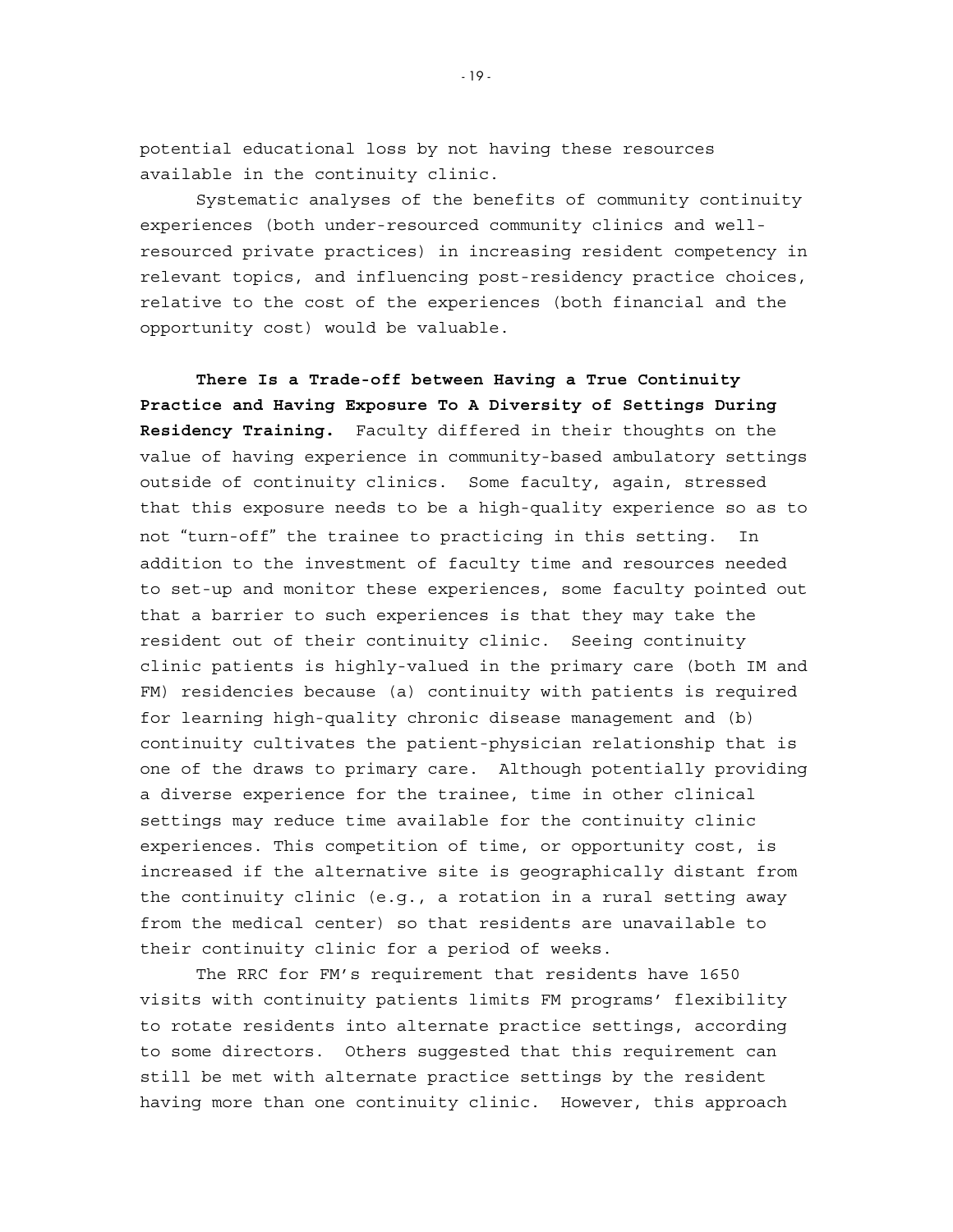potential educational loss by not having these resources available in the continuity clinic.

Systematic analyses of the benefits of community continuity experiences (both under-resourced community clinics and well-resourced private practices) in increasing resident competency in relevant topics, and influencing post-residency practice choices, relative to the cost of the experiences (both financial and the opportunity cost) would be valuable.

**There Is a Trade-off between Having a True Continuity Practice and Having Exposure To A Diversity of Settings During Residency Training.** Faculty differed in their thoughts on the value of having experience in community-based ambulatory settings outside of continuity clinics. Some faculty, again, stressed that this exposure needs to be a high-quality experience so as to not "turn-off" the trainee to practicing in this setting. In addition to the investment of faculty time and resources needed to set-up and monitor these experiences, some faculty pointed out that a barrier to such experiences is that they may take the resident out of their continuity clinic. Seeing continuity clinic patients is highly-valued in the primary care (both IM and FM) residencies because (a) continuity with patients is required for learning high-quality chronic disease management and (b) continuity cultivates the patient-physician relationship that is one of the draws to primary care. Although potentially providing a diverse experience for the trainee, time in other clinical settings may reduce time available for the continuity clinic experiences. This competition of time, or opportunity cost, is increased if the alternative site is geographically distant from the continuity clinic (e.g., a rotation in a rural setting away from the medical center) so that residents are unavailable to their continuity clinic for a period of weeks.

The RRC for FM's requirement that residents have 1650 visits with continuity patients limits FM programs' flexibility to rotate residents into alternate practice settings, according to some directors. Others suggested that this requirement can still be met with alternate practice settings by the resident having more than one continuity clinic. However, this approach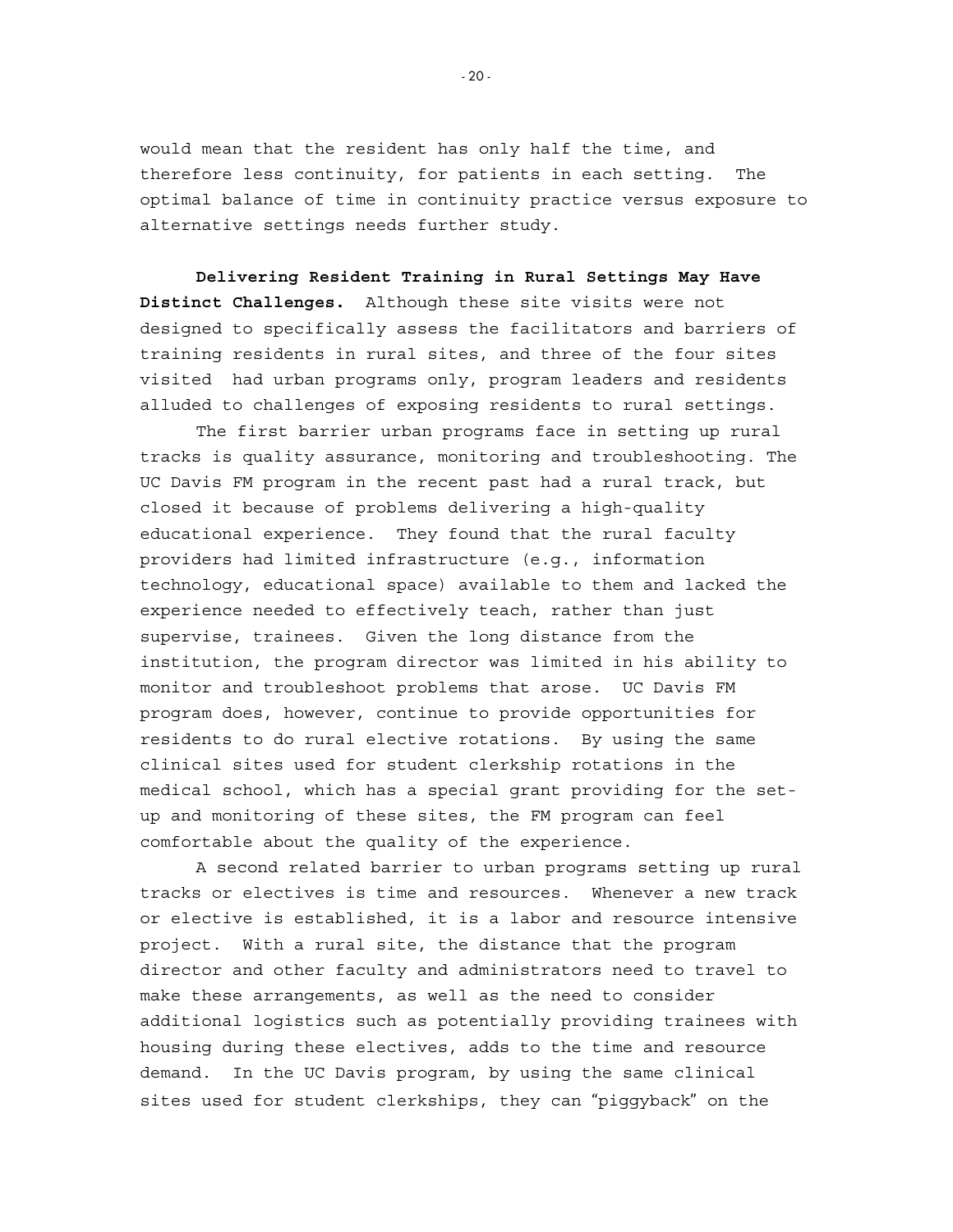would mean that the resident has only half the time, and therefore less continuity, for patients in each setting. The optimal balance of time in continuity practice versus exposure to alternative settings needs further study.

**Delivering Resident Training in Rural Settings May Have Distinct Challenges.** Although these site visits were not designed to specifically assess the facilitators and barriers of training residents in rural sites, and three of the four sites visited had urban programs only, program leaders and residents alluded to challenges of exposing residents to rural settings.

The first barrier urban programs face in setting up rural tracks is quality assurance, monitoring and troubleshooting. The UC Davis FM program in the recent past had a rural track, but closed it because of problems delivering a high-quality educational experience. They found that the rural faculty providers had limited infrastructure (e.g., information technology, educational space) available to them and lacked the experience needed to effectively teach, rather than just supervise, trainees. Given the long distance from the institution, the program director was limited in his ability to monitor and troubleshoot problems that arose. UC Davis FM program does, however, continue to provide opportunities for residents to do rural elective rotations. By using the same clinical sites used for student clerkship rotations in the medical school, which has a special grant providing for the set-up and monitoring of these sites, the FM program can feel comfortable about the quality of the experience.

A second related barrier to urban programs setting up rural tracks or electives is time and resources. Whenever a new track or elective is established, it is a labor and resource intensive project. With a rural site, the distance that the program director and other faculty and administrators need to travel to make these arrangements, as well as the need to consider additional logistics such as potentially providing trainees with housing during these electives, adds to the time and resource demand. In the UC Davis program, by using the same clinical sites used for student clerkships, they can "piggyback" on the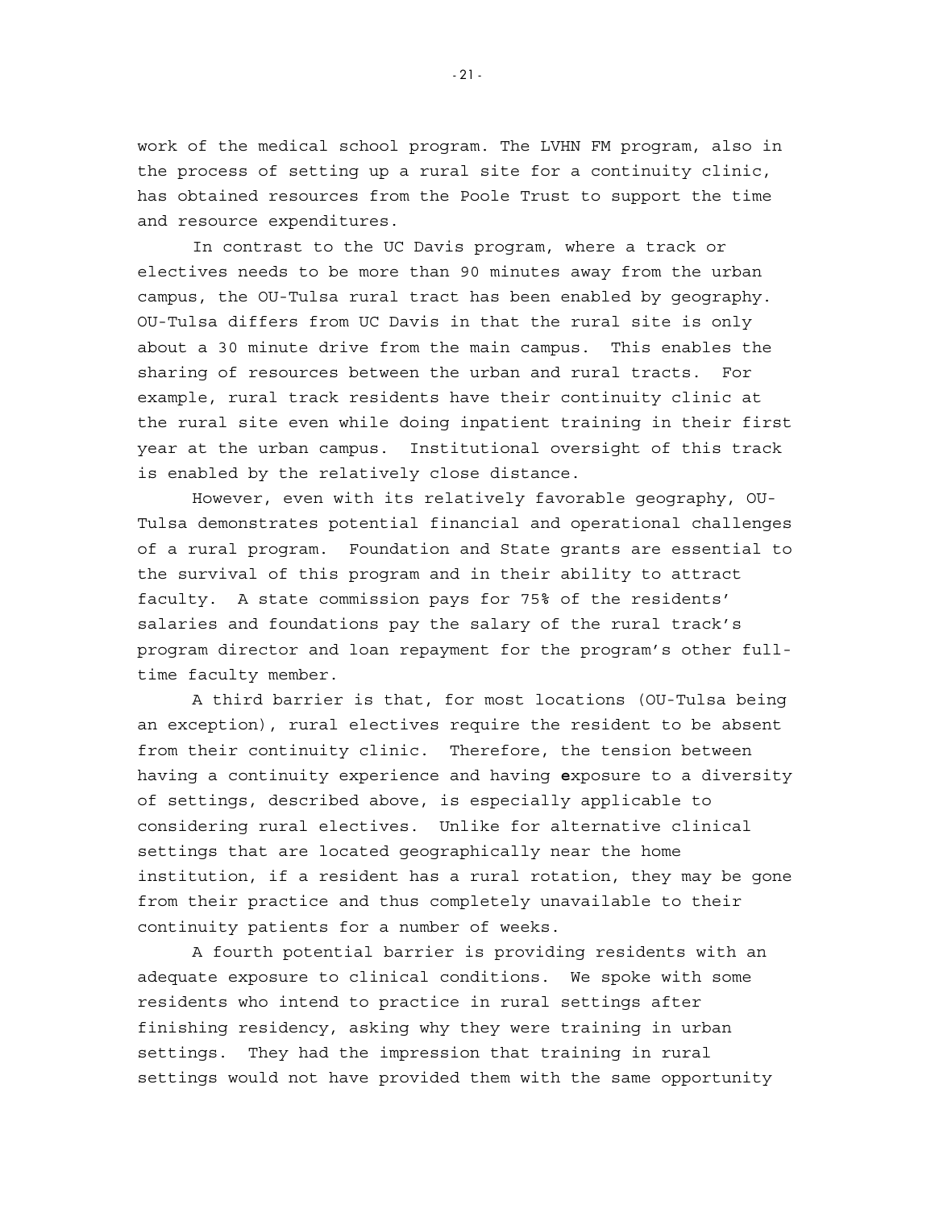work of the medical school program. The LVHN FM program, also in the process of setting up a rural site for a continuity clinic, has obtained resources from the Poole Trust to support the time and resource expenditures.

In contrast to the UC Davis program, where a track or electives needs to be more than 90 minutes away from the urban campus, the OU-Tulsa rural tract has been enabled by geography. OU-Tulsa differs from UC Davis in that the rural site is only about a 30 minute drive from the main campus. This enables the sharing of resources between the urban and rural tracts. For example, rural track residents have their continuity clinic at the rural site even while doing inpatient training in their first year at the urban campus. Institutional oversight of this track is enabled by the relatively close distance.

However, even with its relatively favorable geography, OU-Tulsa demonstrates potential financial and operational challenges of a rural program. Foundation and State grants are essential to the survival of this program and in their ability to attract faculty. A state commission pays for 75% of the residents' salaries and foundations pay the salary of the rural track's program director and loan repayment for the program's other full-time faculty member.

A third barrier is that, for most locations (OU-Tulsa being an exception), rural electives require the resident to be absent from their continuity clinic. Therefore, the tension between having a continuity experience and having exposure to a diversity of settings, described above, is especially applicable to considering rural electives. Unlike for alternative clinical settings that are located geographically near the home institution, if a resident has a rural rotation, they may be gone from their practice and thus completely unavailable to their continuity patients for a number of weeks.

A fourth potential barrier is providing residents with an adequate exposure to clinical conditions. We spoke with some residents who intend to practice in rural settings after finishing residency, asking why they were training in urban settings. They had the impression that training in rural settings would not have provided them with the same opportunity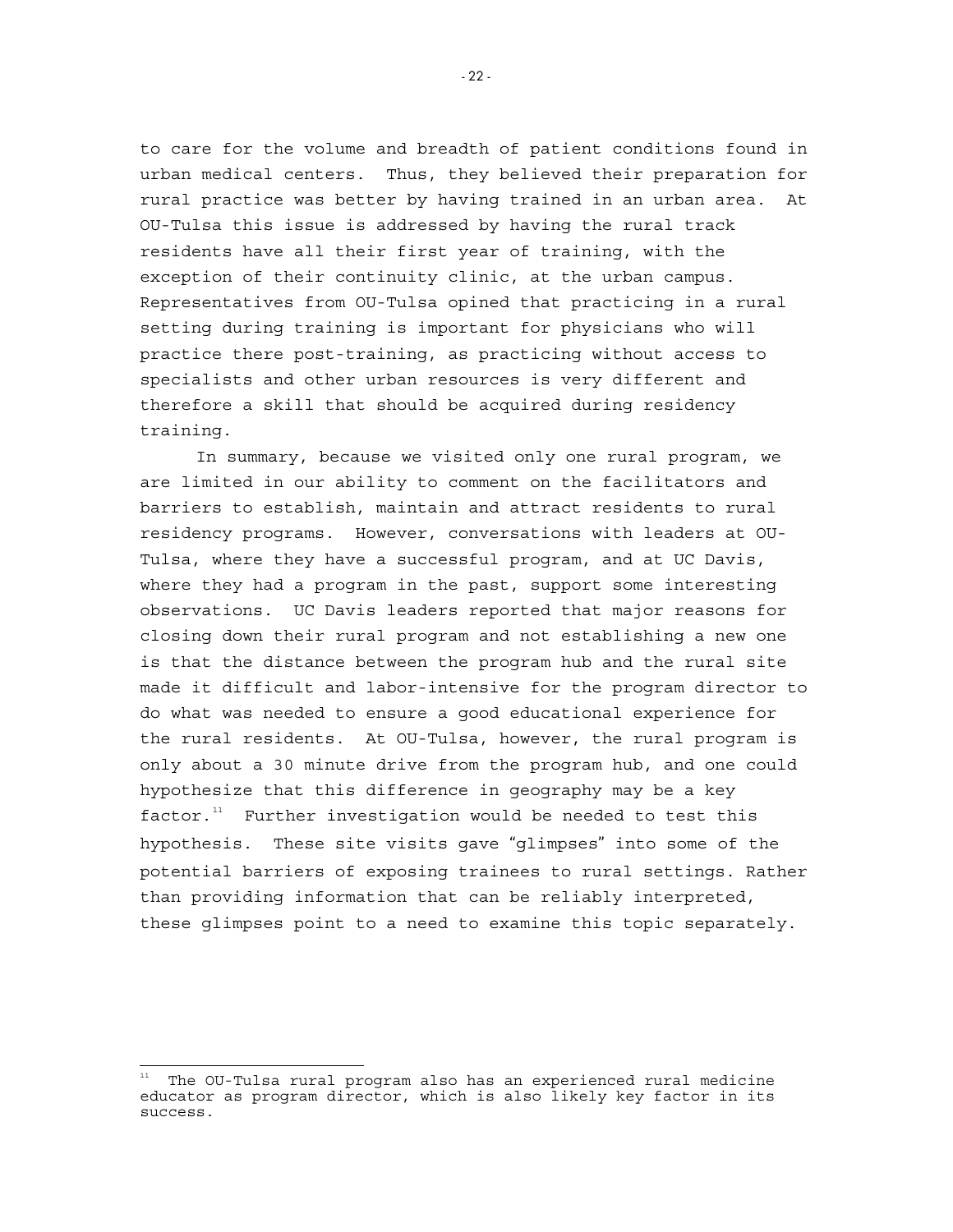to care for the volume and breadth of patient conditions found in urban medical centers. Thus, they believed their preparation for rural practice was better by having trained in an urban area. At OU-Tulsa this issue is addressed by having the rural track residents have all their first year of training, with the exception of their continuity clinic, at the urban campus. Representatives from OU-Tulsa opined that practicing in a rural setting during training is important for physicians who will practice there post-training, as practicing without access to specialists and other urban resources is very different and therefore a skill that should be acquired during residency training.

In summary, because we visited only one rural program, we are limited in our ability to comment on the facilitators and barriers to establish, maintain and attract residents to rural residency programs. However, conversations with leaders at OU-Tulsa, where they have a successful program, and at UC Davis, where they had a program in the past, support some interesting observations. UC Davis leaders reported that major reasons for closing down their rural program and not establishing a new one is that the distance between the program hub and the rural site made it difficult and labor-intensive for the program director to do what was needed to ensure a good educational experience for the rural residents. At OU-Tulsa, however, the rural program is only about a 30 minute drive from the program hub, and one could hypothesize that this difference in geography may be a key factor.[11] Further investigation would be needed to test this hypothesis. These site visits gave "glimpses" into some of the potential barriers of exposing trainees to rural settings. Rather than providing information that can be reliably interpreted, these glimpses point to a need to examine this topic separately.

[11] The OU-Tulsa rural program also has an experienced rural medicine educator as program director, which is also likely key factor in its success.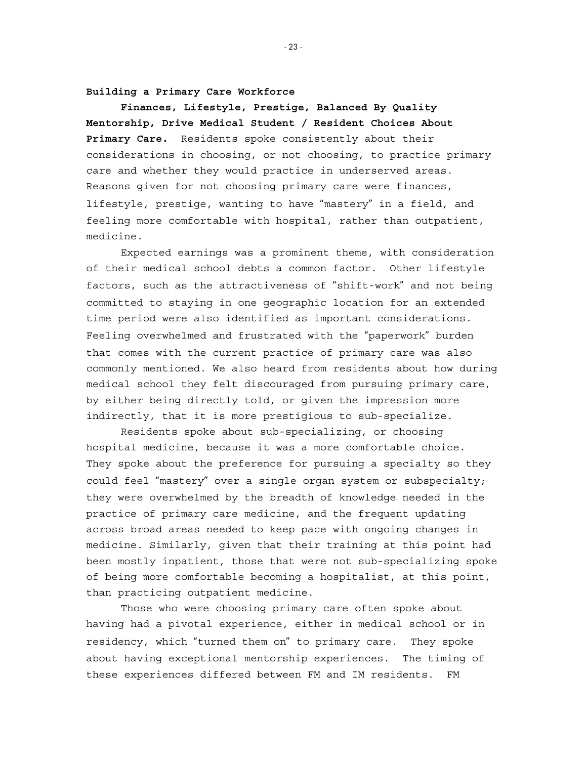## Building a Primary Care Workforce

**Finances, Lifestyle, Prestige, Balanced By Quality Mentorship, Drive Medical Student / Resident Choices About Primary Care.** Residents spoke consistently about their considerations in choosing, or not choosing, to practice primary care and whether they would practice in underserved areas. Reasons given for not choosing primary care were finances, lifestyle, prestige, wanting to have "mastery" in a field, and feeling more comfortable with hospital, rather than outpatient, medicine.

Expected earnings was a prominent theme, with consideration of their medical school debts a common factor. Other lifestyle factors, such as the attractiveness of "shift-work" and not being committed to staying in one geographic location for an extended time period were also identified as important considerations. Feeling overwhelmed and frustrated with the "paperwork" burden that comes with the current practice of primary care was also commonly mentioned. We also heard from residents about how during medical school they felt discouraged from pursuing primary care, by either being directly told, or given the impression more indirectly, that it is more prestigious to sub-specialize.

Residents spoke about sub-specializing, or choosing hospital medicine, because it was a more comfortable choice. They spoke about the preference for pursuing a specialty so they could feel "mastery" over a single organ system or subspecialty; they were overwhelmed by the breadth of knowledge needed in the practice of primary care medicine, and the frequent updating across broad areas needed to keep pace with ongoing changes in medicine. Similarly, given that their training at this point had been mostly inpatient, those that were not sub-specializing spoke of being more comfortable becoming a hospitalist, at this point, than practicing outpatient medicine.

Those who were choosing primary care often spoke about having had a pivotal experience, either in medical school or in residency, which "turned them on" to primary care. They spoke about having exceptional mentorship experiences. The timing of these experiences differed between FM and IM residents. FM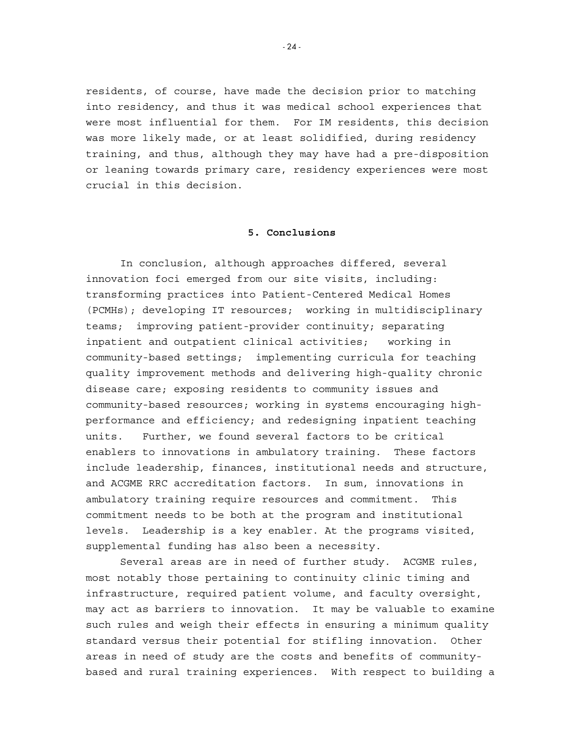residents, of course, have made the decision prior to matching into residency, and thus it was medical school experiences that were most influential for them. For IM residents, this decision was more likely made, or at least solidified, during residency training, and thus, although they may have had a pre-disposition or leaning towards primary care, residency experiences were most crucial in this decision.

## 5. Conclusions

In conclusion, although approaches differed, several innovation foci emerged from our site visits, including: transforming practices into Patient-Centered Medical Homes (PCMHs); developing IT resources; working in multidisciplinary teams; improving patient-provider continuity; separating inpatient and outpatient clinical activities; working in community-based settings; implementing curricula for teaching quality improvement methods and delivering high-quality chronic disease care; exposing residents to community issues and community-based resources; working in systems encouraging high-performance and efficiency; and redesigning inpatient teaching units. Further, we found several factors to be critical enablers to innovations in ambulatory training. These factors include leadership, finances, institutional needs and structure, and ACGME RRC accreditation factors. In sum, innovations in ambulatory training require resources and commitment. This commitment needs to be both at the program and institutional levels. Leadership is a key enabler. At the programs visited, supplemental funding has also been a necessity.

Several areas are in need of further study. ACGME rules, most notably those pertaining to continuity clinic timing and infrastructure, required patient volume, and faculty oversight, may act as barriers to innovation. It may be valuable to examine such rules and weigh their effects in ensuring a minimum quality standard versus their potential for stifling innovation. Other areas in need of study are the costs and benefits of community-based and rural training experiences. With respect to building a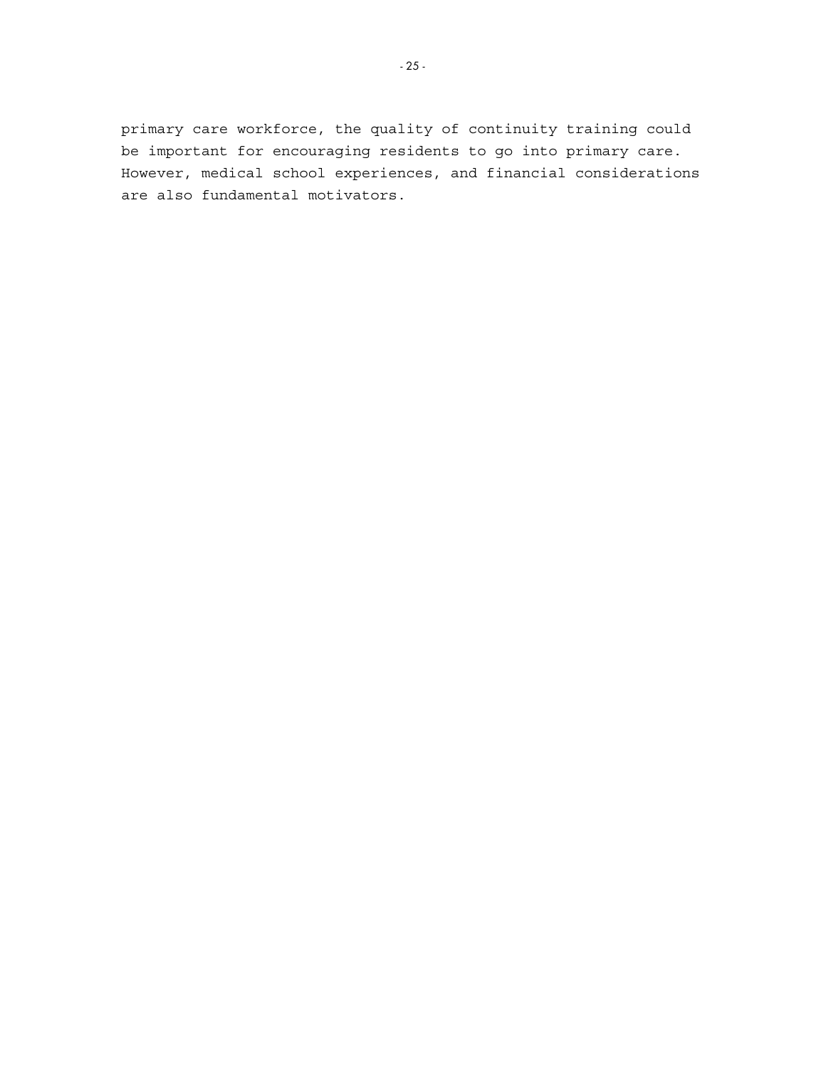primary care workforce, the quality of continuity training could be important for encouraging residents to go into primary care. However, medical school experiences, and financial considerations are also fundamental motivators.